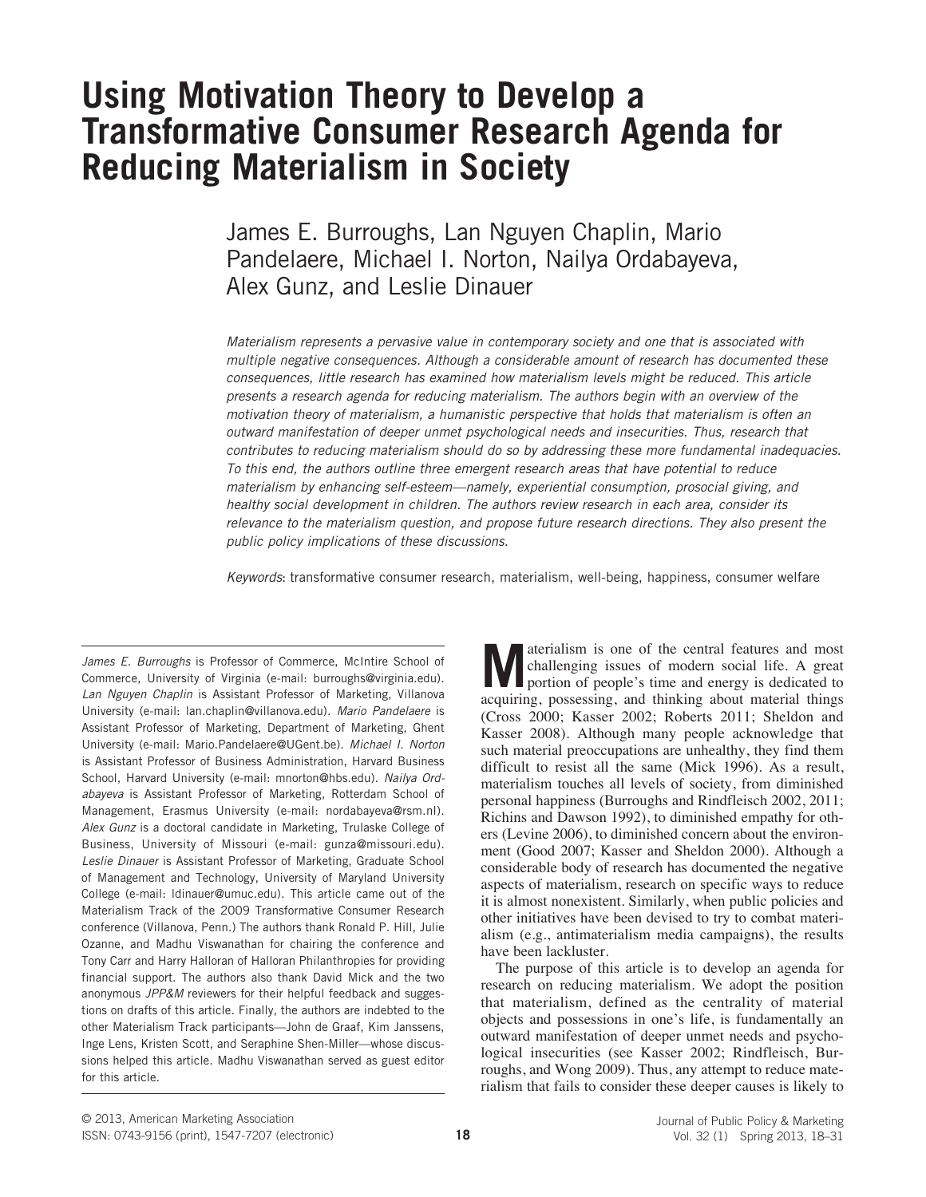# Using Motivation Theory to Develop a Transformative Consumer Research Agenda for Reducing Materialism in Society

James E. Burroughs, Lan Nguyen Chaplin, Mario Pandelaere, Michael I. Norton, Nailya Ordabayeva, Alex Gunz, and Leslie Dinauer

*Materialism represents a pervasive value in contemporary society and one that is associated with multiple negative consequences. Although a considerable amount of research has documented these consequences, little research has examined how materialism levels might be reduced. This article presents a research agenda for reducing materialism. The authors begin with an overview of the motivation theory of materialism, a humanistic perspective that holds that materialism is often an outward manifestation of deeper unmet psychological needs and insecurities. Thus, research that contributes to reducing materialism should do so by addressing these more fundamental inadequacies. To this end, the authors outline three emergent research areas that have potential to reduce materialism by enhancing self-esteem—namely, experiential consumption, prosocial giving, and healthy social development in children. The authors review research in each area, consider its relevance to the materialism question, and propose future research directions. They also present the public policy implications of these discussions.*

*Keywords*: transformative consumer research, materialism, well-being, happiness, consumer welfare

Materialism is one of the central features and most challenging issues of modern social life. A great portion of people's time and energy is dedicated to acquiring, possessing, and thinking about material things (Cross 2000; Kasser 2002; Roberts 2011; Sheldon and Kasser 2008). Although many people acknowledge that such material preoccupations are unhealthy, they find them difficult to resist all the same (Mick 1996). As a result, materialism touches all levels of society, from diminished personal happiness (Burroughs and Rindfleisch 2002, 2011; Richins and Dawson 1992), to diminished empathy for others (Levine 2006), to diminished concern about the environment (Good 2007; Kasser and Sheldon 2000). Although a considerable body of research has documented the negative aspects of materialism, research on specific ways to reduce it is almost nonexistent. Similarly, when public policies and other initiatives have been devised to try to combat materialism (e.g., antimaterialism media campaigns), the results have been lackluster.

The purpose of this article is to develop an agenda for research on reducing materialism. We adopt the position that materialism, defined as the centrality of material objects and possessions in one's life, is fundamentally an outward manifestation of deeper unmet needs and psychological insecurities (see Kasser 2002; Rindfleisch, Burroughs, and Wong 2009). Thus, any attempt to reduce materialism that fails to consider these deeper causes is likely to

*James E. Burroughs* is Professor of Commerce, McIntire School of Commerce, University of Virginia (e-mail: burroughs@virginia.edu). *Lan Nguyen Chaplin* is Assistant Professor of Marketing, Villanova University (e-mail: lan.chaplin@villanova.edu). *Mario Pandelaere* is Assistant Professor of Marketing, Department of Marketing, Ghent University (e-mail: Mario.Pandelaere@UGent.be). *Michael I. Norton* is Assistant Professor of Business Administration, Harvard Business School, Harvard University (e-mail: mnorton@hbs.edu). *Nailya Ordabayeva* is Assistant Professor of Marketing, Rotterdam School of Management, Erasmus University (e-mail: nordabayeva@rsm.nl). *Alex Gunz* is a doctoral candidate in Marketing, Trulaske College of Business, University of Missouri (e-mail: gunza@missouri.edu). *Leslie Dinauer* is Assistant Professor of Marketing, Graduate School of Management and Technology, University of Maryland University College (e-mail: ldinauer@umuc.edu). This article came out of the Materialism Track of the 2009 Transformative Consumer Research conference (Villanova, Penn.) The authors thank Ronald P. Hill, Julie Ozanne, and Madhu Viswanathan for chairing the conference and Tony Carr and Harry Halloran of Halloran Philanthropies for providing financial support. The authors also thank David Mick and the two anonymous *JPP&M* reviewers for their helpful feedback and suggestions on drafts of this article. Finally, the authors are indebted to the other Materialism Track participants—John de Graaf, Kim Janssens, Inge Lens, Kristen Scott, and Seraphine Shen-Miller—whose discussions helped this article. Madhu Viswanathan served as guest editor for this article.

© 2013, American Marketing Association
ISSN: 0743-9156 (print), 1547-7207 (electronic)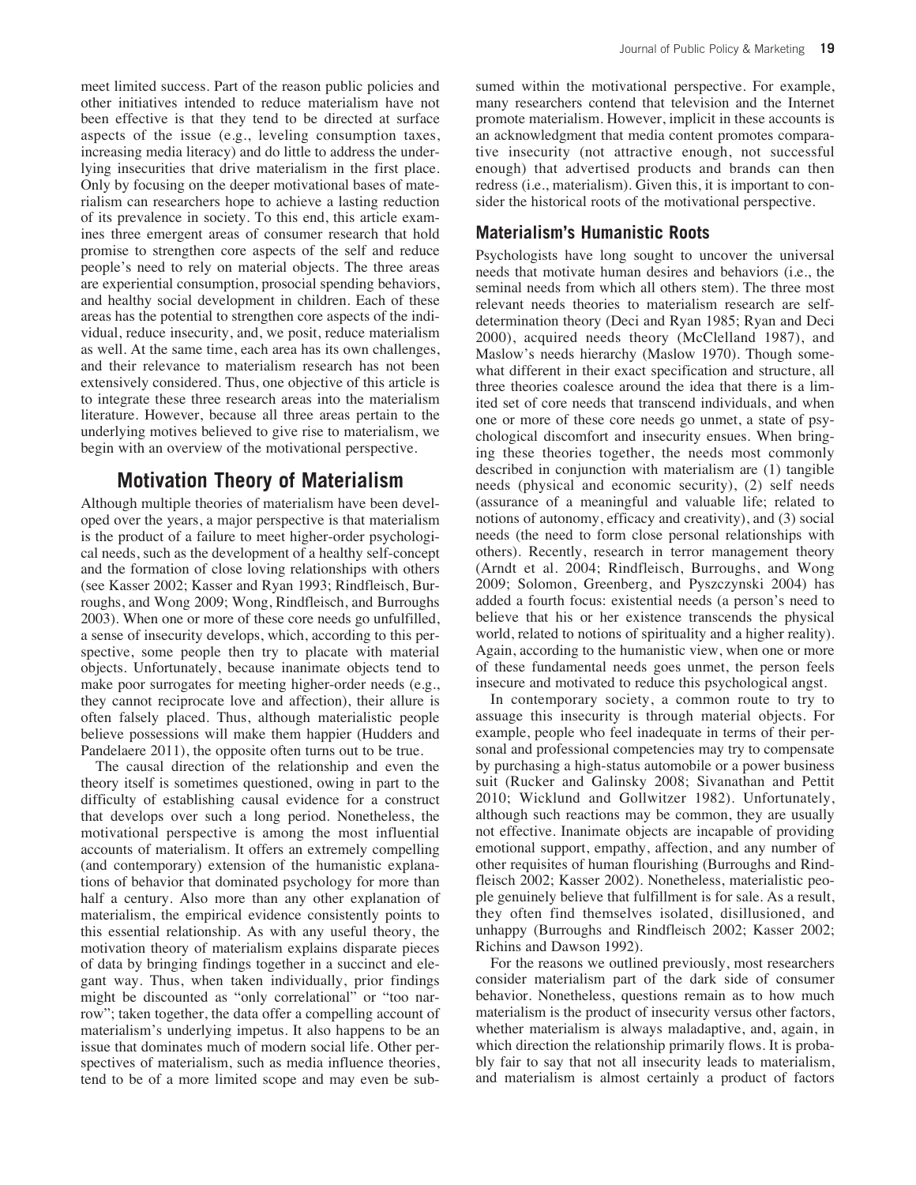meet limited success. Part of the reason public policies and other initiatives intended to reduce materialism have not been effective is that they tend to be directed at surface aspects of the issue (e.g., leveling consumption taxes, increasing media literacy) and do little to address the underlying insecurities that drive materialism in the first place. Only by focusing on the deeper motivational bases of materialism can researchers hope to achieve a lasting reduction of its prevalence in society. To this end, this article examines three emergent areas of consumer research that hold promise to strengthen core aspects of the self and reduce people's need to rely on material objects. The three areas are experiential consumption, prosocial spending behaviors, and healthy social development in children. Each of these areas has the potential to strengthen core aspects of the individual, reduce insecurity, and, we posit, reduce materialism as well. At the same time, each area has its own challenges, and their relevance to materialism research has not been extensively considered. Thus, one objective of this article is to integrate these three research areas into the materialism literature. However, because all three areas pertain to the underlying motives believed to give rise to materialism, we begin with an overview of the motivational perspective.

## Motivation Theory of Materialism

Although multiple theories of materialism have been developed over the years, a major perspective is that materialism is the product of a failure to meet higher-order psychological needs, such as the development of a healthy self-concept and the formation of close loving relationships with others (see Kasser 2002; Kasser and Ryan 1993; Rindfleisch, Burroughs, and Wong 2009; Wong, Rindfleisch, and Burroughs 2003). When one or more of these core needs go unfulfilled, a sense of insecurity develops, which, according to this perspective, some people then try to placate with material objects. Unfortunately, because inanimate objects tend to make poor surrogates for meeting higher-order needs (e.g., they cannot reciprocate love and affection), their allure is often falsely placed. Thus, although materialistic people believe possessions will make them happier (Hudders and Pandelaere 2011), the opposite often turns out to be true.

The causal direction of the relationship and even the theory itself is sometimes questioned, owing in part to the difficulty of establishing causal evidence for a construct that develops over such a long period. Nonetheless, the motivational perspective is among the most influential accounts of materialism. It offers an extremely compelling (and contemporary) extension of the humanistic explanations of behavior that dominated psychology for more than half a century. Also more than any other explanation of materialism, the empirical evidence consistently points to this essential relationship. As with any useful theory, the motivation theory of materialism explains disparate pieces of data by bringing findings together in a succinct and elegant way. Thus, when taken individually, prior findings might be discounted as "only correlational" or "too narrow"; taken together, the data offer a compelling account of materialism's underlying impetus. It also happens to be an issue that dominates much of modern social life. Other perspectives of materialism, such as media influence theories, tend to be of a more limited scope and may even be subsumed within the motivational perspective. For example, many researchers contend that television and the Internet promote materialism. However, implicit in these accounts is an acknowledgment that media content promotes comparative insecurity (not attractive enough, not successful enough) that advertised products and brands can then redress (i.e., materialism). Given this, it is important to consider the historical roots of the motivational perspective.

### Materialism's Humanistic Roots

Psychologists have long sought to uncover the universal needs that motivate human desires and behaviors (i.e., the seminal needs from which all others stem). The three most relevant needs theories to materialism research are self-determination theory (Deci and Ryan 1985; Ryan and Deci 2000), acquired needs theory (McClelland 1987), and Maslow's needs hierarchy (Maslow 1970). Though somewhat different in their exact specification and structure, all three theories coalesce around the idea that there is a limited set of core needs that transcend individuals, and when one or more of these core needs go unmet, a state of psychological discomfort and insecurity ensues. When bringing these theories together, the needs most commonly described in conjunction with materialism are (1) tangible needs (physical and economic security), (2) self needs (assurance of a meaningful and valuable life; related to notions of autonomy, efficacy and creativity), and (3) social needs (the need to form close personal relationships with others). Recently, research in terror management theory (Arndt et al. 2004; Rindfleisch, Burroughs, and Wong 2009; Solomon, Greenberg, and Pyszczynski 2004) has added a fourth focus: existential needs (a person's need to believe that his or her existence transcends the physical world, related to notions of spirituality and a higher reality). Again, according to the humanistic view, when one or more of these fundamental needs goes unmet, the person feels insecure and motivated to reduce this psychological angst.

In contemporary society, a common route to try to assuage this insecurity is through material objects. For example, people who feel inadequate in terms of their personal and professional competencies may try to compensate by purchasing a high-status automobile or a power business suit (Rucker and Galinsky 2008; Sivanathan and Pettit 2010; Wicklund and Gollwitzer 1982). Unfortunately, although such reactions may be common, they are usually not effective. Inanimate objects are incapable of providing emotional support, empathy, affection, and any number of other requisites of human flourishing (Burroughs and Rindfleisch 2002; Kasser 2002). Nonetheless, materialistic people genuinely believe that fulfillment is for sale. As a result, they often find themselves isolated, disillusioned, and unhappy (Burroughs and Rindfleisch 2002; Kasser 2002; Richins and Dawson 1992).

For the reasons we outlined previously, most researchers consider materialism part of the dark side of consumer behavior. Nonetheless, questions remain as to how much materialism is the product of insecurity versus other factors, whether materialism is always maladaptive, and, again, in which direction the relationship primarily flows. It is probably fair to say that not all insecurity leads to materialism, and materialism is almost certainly a product of factors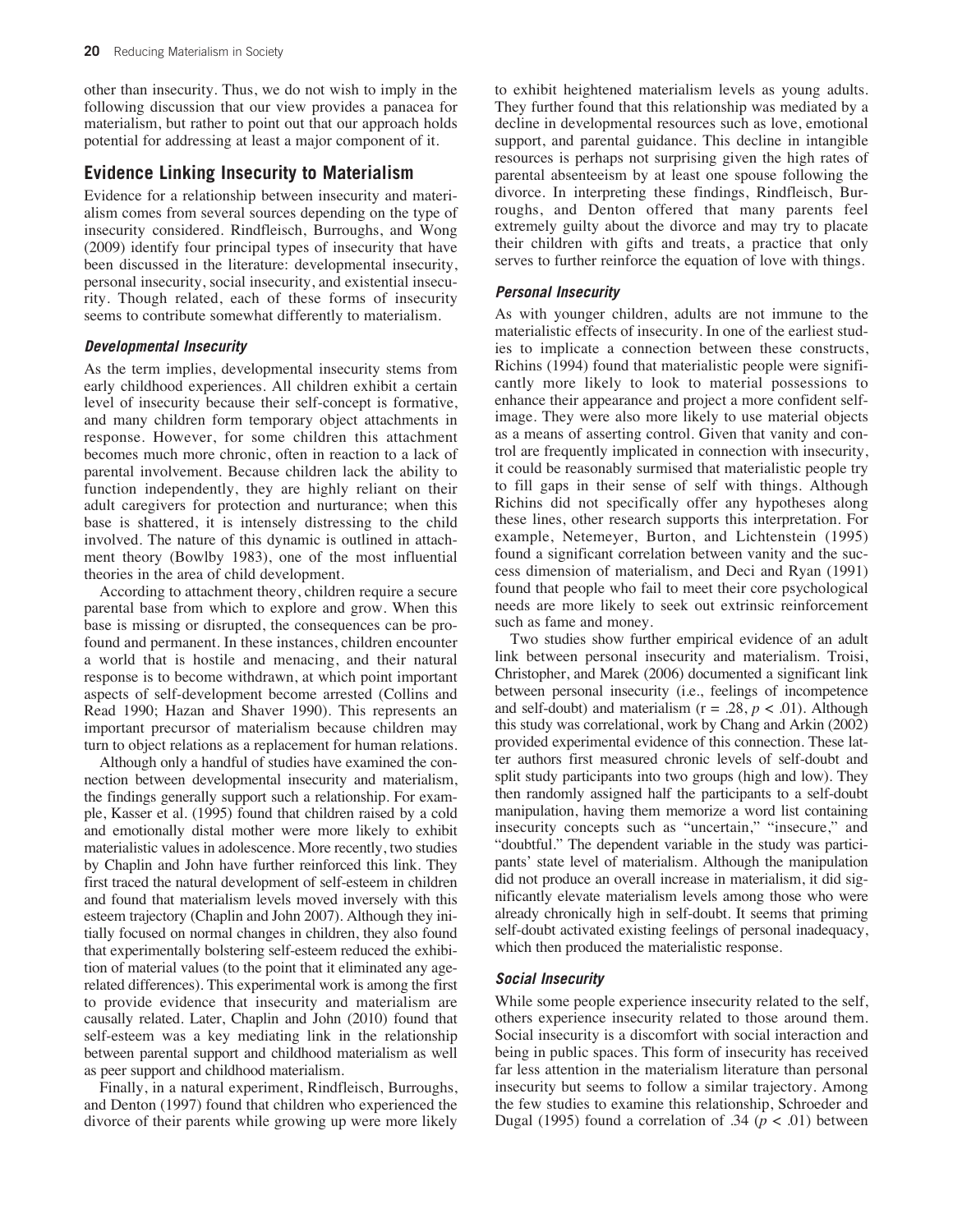other than insecurity. Thus, we do not wish to imply in the following discussion that our view provides a panacea for materialism, but rather to point out that our approach holds potential for addressing at least a major component of it.

## Evidence Linking Insecurity to Materialism

Evidence for a relationship between insecurity and materialism comes from several sources depending on the type of insecurity considered. Rindfleisch, Burroughs, and Wong (2009) identify four principal types of insecurity that have been discussed in the literature: developmental insecurity, personal insecurity, social insecurity, and existential insecurity. Though related, each of these forms of insecurity seems to contribute somewhat differently to materialism.

### *Developmental Insecurity*

As the term implies, developmental insecurity stems from early childhood experiences. All children exhibit a certain level of insecurity because their self-concept is formative, and many children form temporary object attachments in response. However, for some children this attachment becomes much more chronic, often in reaction to a lack of parental involvement. Because children lack the ability to function independently, they are highly reliant on their adult caregivers for protection and nurturance; when this base is shattered, it is intensely distressing to the child involved. The nature of this dynamic is outlined in attachment theory (Bowlby 1983), one of the most influential theories in the area of child development.

According to attachment theory, children require a secure parental base from which to explore and grow. When this base is missing or disrupted, the consequences can be profound and permanent. In these instances, children encounter a world that is hostile and menacing, and their natural response is to become withdrawn, at which point important aspects of self-development become arrested (Collins and Read 1990; Hazan and Shaver 1990). This represents an important precursor of materialism because children may turn to object relations as a replacement for human relations.

Although only a handful of studies have examined the connection between developmental insecurity and materialism, the findings generally support such a relationship. For example, Kasser et al. (1995) found that children raised by a cold and emotionally distal mother were more likely to exhibit materialistic values in adolescence. More recently, two studies by Chaplin and John have further reinforced this link. They first traced the natural development of self-esteem in children and found that materialism levels moved inversely with this esteem trajectory (Chaplin and John 2007). Although they initially focused on normal changes in children, they also found that experimentally bolstering self-esteem reduced the exhibition of material values (to the point that it eliminated any age-related differences). This experimental work is among the first to provide evidence that insecurity and materialism are causally related. Later, Chaplin and John (2010) found that self-esteem was a key mediating link in the relationship between parental support and childhood materialism as well as peer support and childhood materialism.

Finally, in a natural experiment, Rindfleisch, Burroughs, and Denton (1997) found that children who experienced the divorce of their parents while growing up were more likely to exhibit heightened materialism levels as young adults. They further found that this relationship was mediated by a decline in developmental resources such as love, emotional support, and parental guidance. This decline in intangible resources is perhaps not surprising given the high rates of parental absenteeism by at least one spouse following the divorce. In interpreting these findings, Rindfleisch, Burroughs, and Denton offered that many parents feel extremely guilty about the divorce and may try to placate their children with gifts and treats, a practice that only serves to further reinforce the equation of love with things.

### *Personal Insecurity*

As with younger children, adults are not immune to the materialistic effects of insecurity. In one of the earliest studies to implicate a connection between these constructs, Richins (1994) found that materialistic people were significantly more likely to look to material possessions to enhance their appearance and project a more confident self-image. They were also more likely to use material objects as a means of asserting control. Given that vanity and control are frequently implicated in connection with insecurity, it could be reasonably surmised that materialistic people try to fill gaps in their sense of self with things. Although Richins did not specifically offer any hypotheses along these lines, other research supports this interpretation. For example, Netemeyer, Burton, and Lichtenstein (1995) found a significant correlation between vanity and the success dimension of materialism, and Deci and Ryan (1991) found that people who fail to meet their core psychological needs are more likely to seek out extrinsic reinforcement such as fame and money.

Two studies show further empirical evidence of an adult link between personal insecurity and materialism. Troisi, Christopher, and Marek (2006) documented a significant link between personal insecurity (i.e., feelings of incompetence and self-doubt) and materialism ($r = .28$, $p < .01$). Although this study was correlational, work by Chang and Arkin (2002) provided experimental evidence of this connection. These latter authors first measured chronic levels of self-doubt and split study participants into two groups (high and low). They then randomly assigned half the participants to a self-doubt manipulation, having them memorize a word list containing insecurity concepts such as "uncertain," "insecure," and "doubtful." The dependent variable in the study was participants' state level of materialism. Although the manipulation did not produce an overall increase in materialism, it did significantly elevate materialism levels among those who were already chronically high in self-doubt. It seems that priming self-doubt activated existing feelings of personal inadequacy, which then produced the materialistic response.

### *Social Insecurity*

While some people experience insecurity related to the self, others experience insecurity related to those around them. Social insecurity is a discomfort with social interaction and being in public spaces. This form of insecurity has received far less attention in the materialism literature than personal insecurity but seems to follow a similar trajectory. Among the few studies to examine this relationship, Schroeder and Dugal (1995) found a correlation of .34 ($p < .01$) between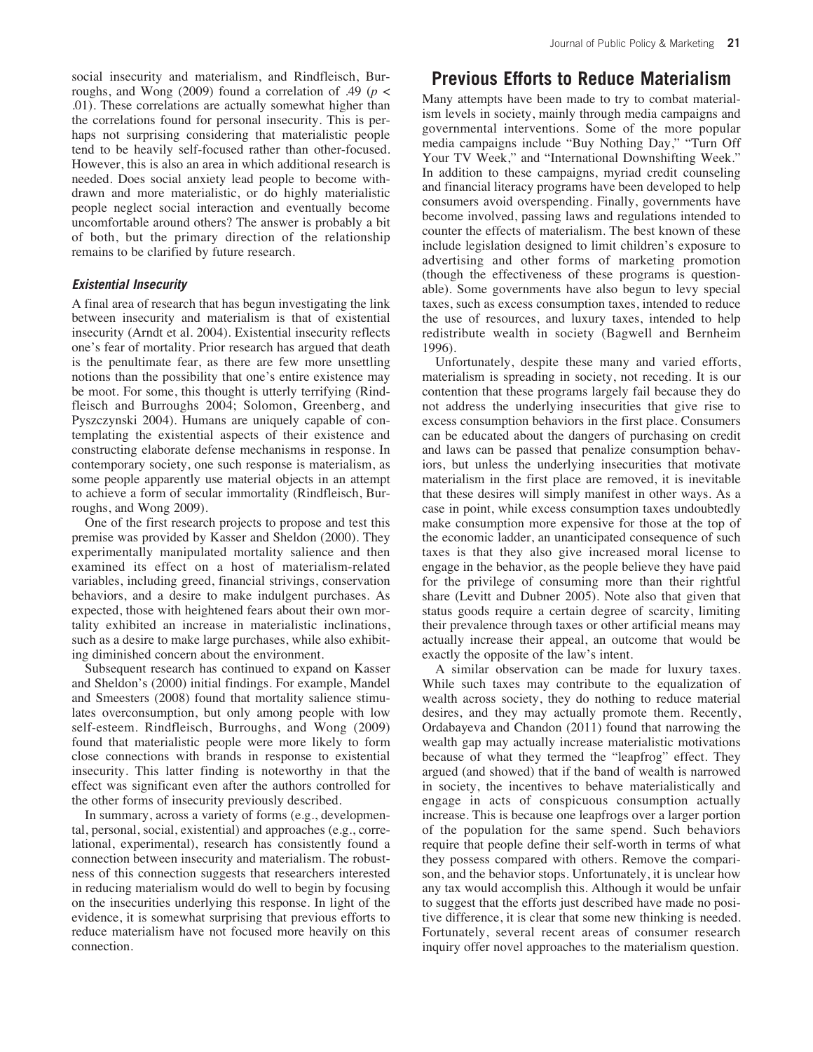social insecurity and materialism, and Rindfleisch, Burroughs, and Wong (2009) found a correlation of .49 ($p < .01$). These correlations are actually somewhat higher than the correlations found for personal insecurity. This is perhaps not surprising considering that materialistic people tend to be heavily self-focused rather than other-focused. However, this is also an area in which additional research is needed. Does social anxiety lead people to become withdrawn and more materialistic, or do highly materialistic people neglect social interaction and eventually become uncomfortable around others? The answer is probably a bit of both, but the primary direction of the relationship remains to be clarified by future research.

### *Existential Insecurity*

A final area of research that has begun investigating the link between insecurity and materialism is that of existential insecurity (Arndt et al. 2004). Existential insecurity reflects one's fear of mortality. Prior research has argued that death is the penultimate fear, as there are few more unsettling notions than the possibility that one's entire existence may be moot. For some, this thought is utterly terrifying (Rindfleisch and Burroughs 2004; Solomon, Greenberg, and Pyszczynski 2004). Humans are uniquely capable of contemplating the existential aspects of their existence and constructing elaborate defense mechanisms in response. In contemporary society, one such response is materialism, as some people apparently use material objects in an attempt to achieve a form of secular immortality (Rindfleisch, Burroughs, and Wong 2009).

One of the first research projects to propose and test this premise was provided by Kasser and Sheldon (2000). They experimentally manipulated mortality salience and then examined its effect on a host of materialism-related variables, including greed, financial strivings, conservation behaviors, and a desire to make indulgent purchases. As expected, those with heightened fears about their own mortality exhibited an increase in materialistic inclinations, such as a desire to make large purchases, while also exhibiting diminished concern about the environment.

Subsequent research has continued to expand on Kasser and Sheldon's (2000) initial findings. For example, Mandel and Smeesters (2008) found that mortality salience stimulates overconsumption, but only among people with low self-esteem. Rindfleisch, Burroughs, and Wong (2009) found that materialistic people were more likely to form close connections with brands in response to existential insecurity. This latter finding is noteworthy in that the effect was significant even after the authors controlled for the other forms of insecurity previously described.

In summary, across a variety of forms (e.g., developmental, personal, social, existential) and approaches (e.g., correlational, experimental), research has consistently found a connection between insecurity and materialism. The robustness of this connection suggests that researchers interested in reducing materialism would do well to begin by focusing on the insecurities underlying this response. In light of the evidence, it is somewhat surprising that previous efforts to reduce materialism have not focused more heavily on this connection.

## Previous Efforts to Reduce Materialism

Many attempts have been made to try to combat materialism levels in society, mainly through media campaigns and governmental interventions. Some of the more popular media campaigns include "Buy Nothing Day," "Turn Off Your TV Week," and "International Downshifting Week." In addition to these campaigns, myriad credit counseling and financial literacy programs have been developed to help consumers avoid overspending. Finally, governments have become involved, passing laws and regulations intended to counter the effects of materialism. The best known of these include legislation designed to limit children's exposure to advertising and other forms of marketing promotion (though the effectiveness of these programs is questionable). Some governments have also begun to levy special taxes, such as excess consumption taxes, intended to reduce the use of resources, and luxury taxes, intended to help redistribute wealth in society (Bagwell and Bernheim 1996).

Unfortunately, despite these many and varied efforts, materialism is spreading in society, not receding. It is our contention that these programs largely fail because they do not address the underlying insecurities that give rise to excess consumption behaviors in the first place. Consumers can be educated about the dangers of purchasing on credit and laws can be passed that penalize consumption behaviors, but unless the underlying insecurities that motivate materialism in the first place are removed, it is inevitable that these desires will simply manifest in other ways. As a case in point, while excess consumption taxes undoubtedly make consumption more expensive for those at the top of the economic ladder, an unanticipated consequence of such taxes is that they also give increased moral license to engage in the behavior, as the people believe they have paid for the privilege of consuming more than their rightful share (Levitt and Dubner 2005). Note also that given that status goods require a certain degree of scarcity, limiting their prevalence through taxes or other artificial means may actually increase their appeal, an outcome that would be exactly the opposite of the law's intent.

A similar observation can be made for luxury taxes. While such taxes may contribute to the equalization of wealth across society, they do nothing to reduce material desires, and they may actually promote them. Recently, Ordabayeva and Chandon (2011) found that narrowing the wealth gap may actually increase materialistic motivations because of what they termed the "leapfrog" effect. They argued (and showed) that if the band of wealth is narrowed in society, the incentives to behave materialistically and engage in acts of conspicuous consumption actually increase. This is because one leapfrogs over a larger portion of the population for the same spend. Such behaviors require that people define their self-worth in terms of what they possess compared with others. Remove the comparison, and the behavior stops. Unfortunately, it is unclear how any tax would accomplish this. Although it would be unfair to suggest that the efforts just described have made no positive difference, it is clear that some new thinking is needed. Fortunately, several recent areas of consumer research inquiry offer novel approaches to the materialism question.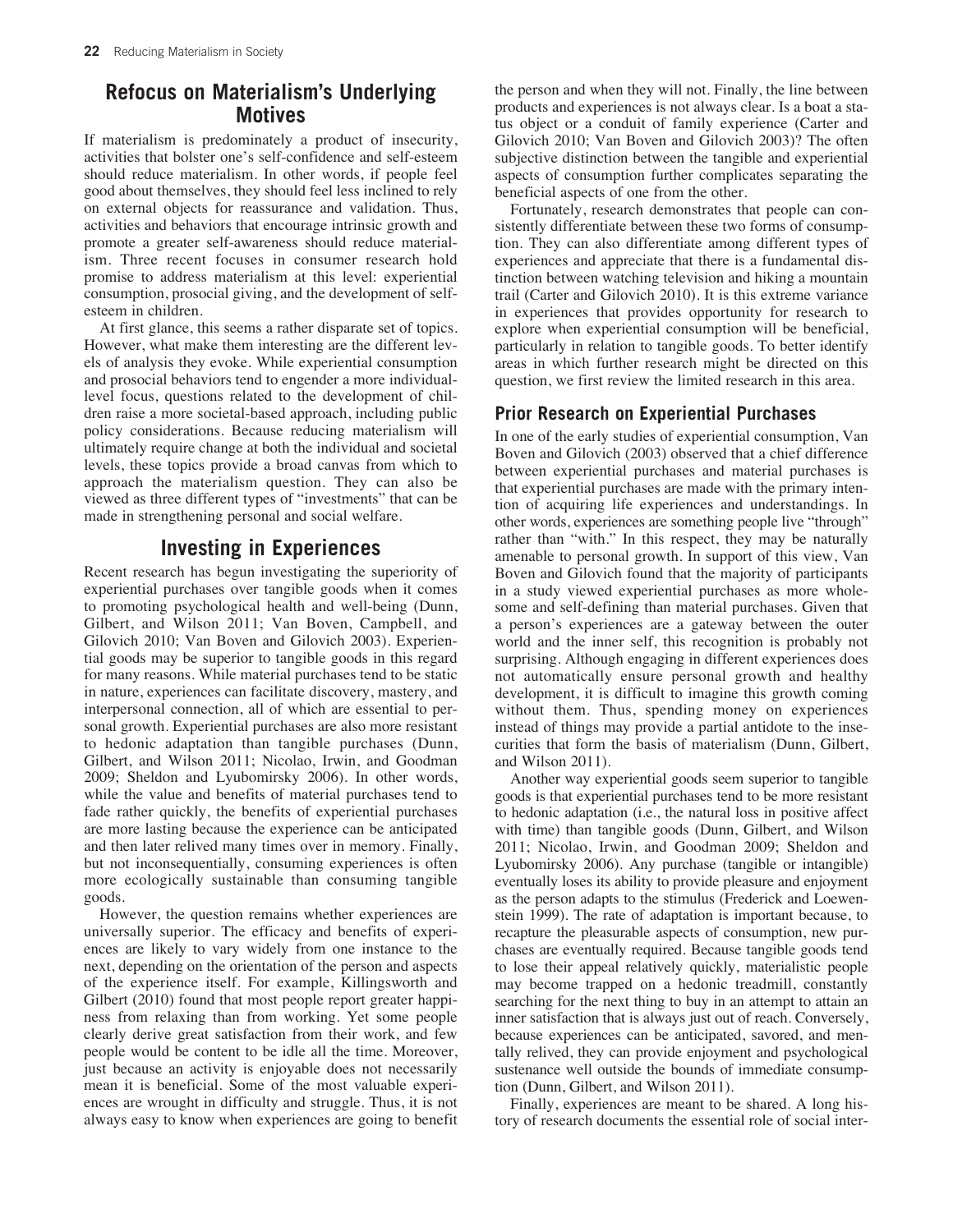## Refocus on Materialism's Underlying Motives

If materialism is predominately a product of insecurity, activities that bolster one's self-confidence and self-esteem should reduce materialism. In other words, if people feel good about themselves, they should feel less inclined to rely on external objects for reassurance and validation. Thus, activities and behaviors that encourage intrinsic growth and promote a greater self-awareness should reduce materialism. Three recent focuses in consumer research hold promise to address materialism at this level: experiential consumption, prosocial giving, and the development of self-esteem in children.

At first glance, this seems a rather disparate set of topics. However, what make them interesting are the different levels of analysis they evoke. While experiential consumption and prosocial behaviors tend to engender a more individual-level focus, questions related to the development of children raise a more societal-based approach, including public policy considerations. Because reducing materialism will ultimately require change at both the individual and societal levels, these topics provide a broad canvas from which to approach the materialism question. They can also be viewed as three different types of "investments" that can be made in strengthening personal and social welfare.

## Investing in Experiences

Recent research has begun investigating the superiority of experiential purchases over tangible goods when it comes to promoting psychological health and well-being (Dunn, Gilbert, and Wilson 2011; Van Boven, Campbell, and Gilovich 2010; Van Boven and Gilovich 2003). Experiential goods may be superior to tangible goods in this regard for many reasons. While material purchases tend to be static in nature, experiences can facilitate discovery, mastery, and interpersonal connection, all of which are essential to personal growth. Experiential purchases are also more resistant to hedonic adaptation than tangible purchases (Dunn, Gilbert, and Wilson 2011; Nicolao, Irwin, and Goodman 2009; Sheldon and Lyubomirsky 2006). In other words, while the value and benefits of material purchases tend to fade rather quickly, the benefits of experiential purchases are more lasting because the experience can be anticipated and then later relived many times over in memory. Finally, but not inconsequentially, consuming experiences is often more ecologically sustainable than consuming tangible goods.

However, the question remains whether experiences are universally superior. The efficacy and benefits of experiences are likely to vary widely from one instance to the next, depending on the orientation of the person and aspects of the experience itself. For example, Killingsworth and Gilbert (2010) found that most people report greater happiness from relaxing than from working. Yet some people clearly derive great satisfaction from their work, and few people would be content to be idle all the time. Moreover, just because an activity is enjoyable does not necessarily mean it is beneficial. Some of the most valuable experiences are wrought in difficulty and struggle. Thus, it is not always easy to know when experiences are going to benefit the person and when they will not. Finally, the line between products and experiences is not always clear. Is a boat a status object or a conduit of family experience (Carter and Gilovich 2010; Van Boven and Gilovich 2003)? The often subjective distinction between the tangible and experiential aspects of consumption further complicates separating the beneficial aspects of one from the other.

Fortunately, research demonstrates that people can consistently differentiate between these two forms of consumption. They can also differentiate among different types of experiences and appreciate that there is a fundamental distinction between watching television and hiking a mountain trail (Carter and Gilovich 2010). It is this extreme variance in experiences that provides opportunity for research to explore when experiential consumption will be beneficial, particularly in relation to tangible goods. To better identify areas in which further research might be directed on this question, we first review the limited research in this area.

### Prior Research on Experiential Purchases

In one of the early studies of experiential consumption, Van Boven and Gilovich (2003) observed that a chief difference between experiential purchases and material purchases is that experiential purchases are made with the primary intention of acquiring life experiences and understandings. In other words, experiences are something people live "through" rather than "with." In this respect, they may be naturally amenable to personal growth. In support of this view, Van Boven and Gilovich found that the majority of participants in a study viewed experiential purchases as more wholesome and self-defining than material purchases. Given that a person's experiences are a gateway between the outer world and the inner self, this recognition is probably not surprising. Although engaging in different experiences does not automatically ensure personal growth and healthy development, it is difficult to imagine this growth coming without them. Thus, spending money on experiences instead of things may provide a partial antidote to the insecurities that form the basis of materialism (Dunn, Gilbert, and Wilson 2011).

Another way experiential goods seem superior to tangible goods is that experiential purchases tend to be more resistant to hedonic adaptation (i.e., the natural loss in positive affect with time) than tangible goods (Dunn, Gilbert, and Wilson 2011; Nicolao, Irwin, and Goodman 2009; Sheldon and Lyubomirsky 2006). Any purchase (tangible or intangible) eventually loses its ability to provide pleasure and enjoyment as the person adapts to the stimulus (Frederick and Loewenstein 1999). The rate of adaptation is important because, to recapture the pleasurable aspects of consumption, new purchases are eventually required. Because tangible goods tend to lose their appeal relatively quickly, materialistic people may become trapped on a hedonic treadmill, constantly searching for the next thing to buy in an attempt to attain an inner satisfaction that is always just out of reach. Conversely, because experiences can be anticipated, savored, and mentally relived, they can provide enjoyment and psychological sustenance well outside the bounds of immediate consumption (Dunn, Gilbert, and Wilson 2011).

Finally, experiences are meant to be shared. A long history of research documents the essential role of social inter-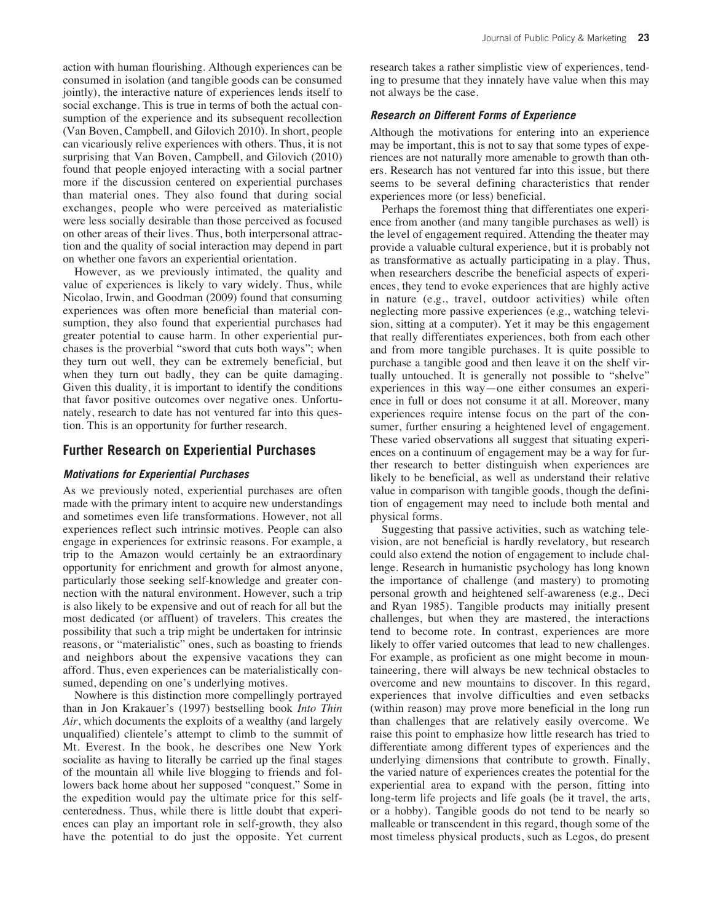action with human flourishing. Although experiences can be consumed in isolation (and tangible goods can be consumed jointly), the interactive nature of experiences lends itself to social exchange. This is true in terms of both the actual consumption of the experience and its subsequent recollection (Van Boven, Campbell, and Gilovich 2010). In short, people can vicariously relive experiences with others. Thus, it is not surprising that Van Boven, Campbell, and Gilovich (2010) found that people enjoyed interacting with a social partner more if the discussion centered on experiential purchases than material ones. They also found that during social exchanges, people who were perceived as materialistic were less socially desirable than those perceived as focused on other areas of their lives. Thus, both interpersonal attraction and the quality of social interaction may depend in part on whether one favors an experiential orientation.

However, as we previously intimated, the quality and value of experiences is likely to vary widely. Thus, while Nicolao, Irwin, and Goodman (2009) found that consuming experiences was often more beneficial than material consumption, they also found that experiential purchases had greater potential to cause harm. In other experiential purchases is the proverbial "sword that cuts both ways"; when they turn out well, they can be extremely beneficial, but when they turn out badly, they can be quite damaging. Given this duality, it is important to identify the conditions that favor positive outcomes over negative ones. Unfortunately, research to date has not ventured far into this question. This is an opportunity for further research.

## Further Research on Experiential Purchases

### *Motivations for Experiential Purchases*

As we previously noted, experiential purchases are often made with the primary intent to acquire new understandings and sometimes even life transformations. However, not all experiences reflect such intrinsic motives. People can also engage in experiences for extrinsic reasons. For example, a trip to the Amazon would certainly be an extraordinary opportunity for enrichment and growth for almost anyone, particularly those seeking self-knowledge and greater connection with the natural environment. However, such a trip is also likely to be expensive and out of reach for all but the most dedicated (or affluent) of travelers. This creates the possibility that such a trip might be undertaken for intrinsic reasons, or "materialistic" ones, such as boasting to friends and neighbors about the expensive vacations they can afford. Thus, even experiences can be materialistically consumed, depending on one's underlying motives.

Nowhere is this distinction more compellingly portrayed than in Jon Krakauer's (1997) bestselling book *Into Thin Air*, which documents the exploits of a wealthy (and largely unqualified) clientele's attempt to climb to the summit of Mt. Everest. In the book, he describes one New York socialite as having to literally be carried up the final stages of the mountain all while live blogging to friends and followers back home about her supposed "conquest." Some in the expedition would pay the ultimate price for this self-centeredness. Thus, while there is little doubt that experiences can play an important role in self-growth, they also have the potential to do just the opposite. Yet current research takes a rather simplistic view of experiences, tending to presume that they innately have value when this may not always be the case.

### *Research on Different Forms of Experience*

Although the motivations for entering into an experience may be important, this is not to say that some types of experiences are not naturally more amenable to growth than others. Research has not ventured far into this issue, but there seems to be several defining characteristics that render experiences more (or less) beneficial.

Perhaps the foremost thing that differentiates one experience from another (and many tangible purchases as well) is the level of engagement required. Attending the theater may provide a valuable cultural experience, but it is probably not as transformative as actually participating in a play. Thus, when researchers describe the beneficial aspects of experiences, they tend to evoke experiences that are highly active in nature (e.g., travel, outdoor activities) while often neglecting more passive experiences (e.g., watching television, sitting at a computer). Yet it may be this engagement that really differentiates experiences, both from each other and from more tangible purchases. It is quite possible to purchase a tangible good and then leave it on the shelf virtually untouched. It is generally not possible to "shelve" experiences in this way—one either consumes an experience in full or does not consume it at all. Moreover, many experiences require intense focus on the part of the consumer, further ensuring a heightened level of engagement. These varied observations all suggest that situating experiences on a continuum of engagement may be a way for further research to better distinguish when experiences are likely to be beneficial, as well as understand their relative value in comparison with tangible goods, though the definition of engagement may need to include both mental and physical forms.

Suggesting that passive activities, such as watching television, are not beneficial is hardly revelatory, but research could also extend the notion of engagement to include challenge. Research in humanistic psychology has long known the importance of challenge (and mastery) to promoting personal growth and heightened self-awareness (e.g., Deci and Ryan 1985). Tangible products may initially present challenges, but when they are mastered, the interactions tend to become rote. In contrast, experiences are more likely to offer varied outcomes that lead to new challenges. For example, as proficient as one might become in mountaineering, there will always be new technical obstacles to overcome and new mountains to discover. In this regard, experiences that involve difficulties and even setbacks (within reason) may prove more beneficial in the long run than challenges that are relatively easily overcome. We raise this point to emphasize how little research has tried to differentiate among different types of experiences and the underlying dimensions that contribute to growth. Finally, the varied nature of experiences creates the potential for the experiential area to expand with the person, fitting into long-term life projects and life goals (be it travel, the arts, or a hobby). Tangible goods do not tend to be nearly so malleable or transcendent in this regard, though some of the most timeless physical products, such as Legos, do present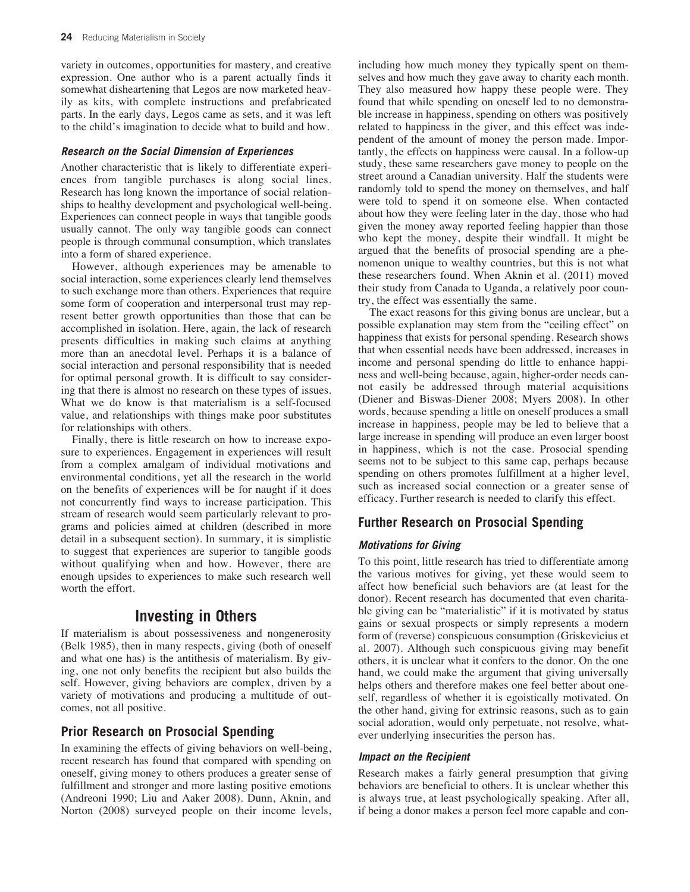variety in outcomes, opportunities for mastery, and creative expression. One author who is a parent actually finds it somewhat disheartening that Legos are now marketed heavily as kits, with complete instructions and prefabricated parts. In the early days, Legos came as sets, and it was left to the child's imagination to decide what to build and how.

#### *Research on the Social Dimension of Experiences*

Another characteristic that is likely to differentiate experiences from tangible purchases is along social lines. Research has long known the importance of social relationships to healthy development and psychological well-being. Experiences can connect people in ways that tangible goods usually cannot. The only way tangible goods can connect people is through communal consumption, which translates into a form of shared experience.

However, although experiences may be amenable to social interaction, some experiences clearly lend themselves to such exchange more than others. Experiences that require some form of cooperation and interpersonal trust may represent better growth opportunities than those that can be accomplished in isolation. Here, again, the lack of research presents difficulties in making such claims at anything more than an anecdotal level. Perhaps it is a balance of social interaction and personal responsibility that is needed for optimal personal growth. It is difficult to say considering that there is almost no research on these types of issues. What we do know is that materialism is a self-focused value, and relationships with things make poor substitutes for relationships with others.

Finally, there is little research on how to increase exposure to experiences. Engagement in experiences will result from a complex amalgam of individual motivations and environmental conditions, yet all the research in the world on the benefits of experiences will be for naught if it does not concurrently find ways to increase participation. This stream of research would seem particularly relevant to programs and policies aimed at children (described in more detail in a subsequent section). In summary, it is simplistic to suggest that experiences are superior to tangible goods without qualifying when and how. However, there are enough upsides to experiences to make such research well worth the effort.

## Investing in Others

If materialism is about possessiveness and nongenerosity (Belk 1985), then in many respects, giving (both of oneself and what one has) is the antithesis of materialism. By giving, one not only benefits the recipient but also builds the self. However, giving behaviors are complex, driven by a variety of motivations and producing a multitude of outcomes, not all positive.

### Prior Research on Prosocial Spending

In examining the effects of giving behaviors on well-being, recent research has found that compared with spending on oneself, giving money to others produces a greater sense of fulfillment and stronger and more lasting positive emotions (Andreoni 1990; Liu and Aaker 2008). Dunn, Aknin, and Norton (2008) surveyed people on their income levels, including how much money they typically spent on themselves and how much they gave away to charity each month. They also measured how happy these people were. They found that while spending on oneself led to no demonstrable increase in happiness, spending on others was positively related to happiness in the giver, and this effect was independent of the amount of money the person made. Importantly, the effects on happiness were causal. In a follow-up study, these same researchers gave money to people on the street around a Canadian university. Half the students were randomly told to spend the money on themselves, and half were told to spend it on someone else. When contacted about how they were feeling later in the day, those who had given the money away reported feeling happier than those who kept the money, despite their windfall. It might be argued that the benefits of prosocial spending are a phenomenon unique to wealthy countries, but this is not what these researchers found. When Aknin et al. (2011) moved their study from Canada to Uganda, a relatively poor country, the effect was essentially the same.

The exact reasons for this giving bonus are unclear, but a possible explanation may stem from the "ceiling effect" on happiness that exists for personal spending. Research shows that when essential needs have been addressed, increases in income and personal spending do little to enhance happiness and well-being because, again, higher-order needs cannot easily be addressed through material acquisitions (Diener and Biswas-Diener 2008; Myers 2008). In other words, because spending a little on oneself produces a small increase in happiness, people may be led to believe that a large increase in spending will produce an even larger boost in happiness, which is not the case. Prosocial spending seems not to be subject to this same cap, perhaps because spending on others promotes fulfillment at a higher level, such as increased social connection or a greater sense of efficacy. Further research is needed to clarify this effect.

### Further Research on Prosocial Spending

#### *Motivations for Giving*

To this point, little research has tried to differentiate among the various motives for giving, yet these would seem to affect how beneficial such behaviors are (at least for the donor). Recent research has documented that even charitable giving can be "materialistic" if it is motivated by status gains or sexual prospects or simply represents a modern form of (reverse) conspicuous consumption (Griskevicius et al. 2007). Although such conspicuous giving may benefit others, it is unclear what it confers to the donor. On the one hand, we could make the argument that giving universally helps others and therefore makes one feel better about oneself, regardless of whether it is egoistically motivated. On the other hand, giving for extrinsic reasons, such as to gain social adoration, would only perpetuate, not resolve, whatever underlying insecurities the person has.

#### *Impact on the Recipient*

Research makes a fairly general presumption that giving behaviors are beneficial to others. It is unclear whether this is always true, at least psychologically speaking. After all, if being a donor makes a person feel more capable and con-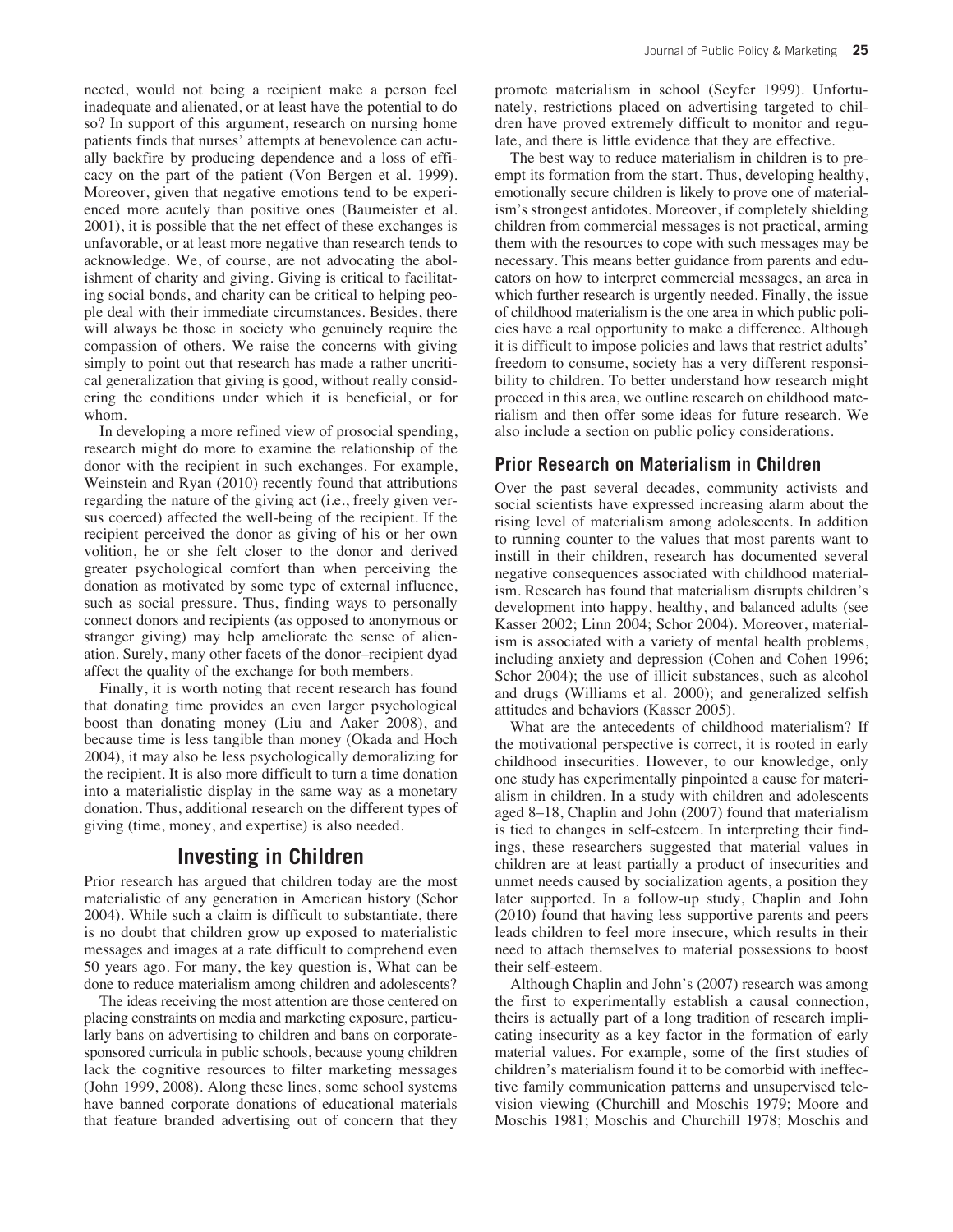nected, would not being a recipient make a person feel inadequate and alienated, or at least have the potential to do so? In support of this argument, research on nursing home patients finds that nurses' attempts at benevolence can actually backfire by producing dependence and a loss of efficacy on the part of the patient (Von Bergen et al. 1999). Moreover, given that negative emotions tend to be experienced more acutely than positive ones (Baumeister et al. 2001), it is possible that the net effect of these exchanges is unfavorable, or at least more negative than research tends to acknowledge. We, of course, are not advocating the abolishment of charity and giving. Giving is critical to facilitating social bonds, and charity can be critical to helping people deal with their immediate circumstances. Besides, there will always be those in society who genuinely require the compassion of others. We raise the concerns with giving simply to point out that research has made a rather uncritical generalization that giving is good, without really considering the conditions under which it is beneficial, or for whom.

In developing a more refined view of prosocial spending, research might do more to examine the relationship of the donor with the recipient in such exchanges. For example, Weinstein and Ryan (2010) recently found that attributions regarding the nature of the giving act (i.e., freely given versus coerced) affected the well-being of the recipient. If the recipient perceived the donor as giving of his or her own volition, he or she felt closer to the donor and derived greater psychological comfort than when perceiving the donation as motivated by some type of external influence, such as social pressure. Thus, finding ways to personally connect donors and recipients (as opposed to anonymous or stranger giving) may help ameliorate the sense of alienation. Surely, many other facets of the donor–recipient dyad affect the quality of the exchange for both members.

Finally, it is worth noting that recent research has found that donating time provides an even larger psychological boost than donating money (Liu and Aaker 2008), and because time is less tangible than money (Okada and Hoch 2004), it may also be less psychologically demoralizing for the recipient. It is also more difficult to turn a time donation into a materialistic display in the same way as a monetary donation. Thus, additional research on the different types of giving (time, money, and expertise) is also needed.

## Investing in Children

Prior research has argued that children today are the most materialistic of any generation in American history (Schor 2004). While such a claim is difficult to substantiate, there is no doubt that children grow up exposed to materialistic messages and images at a rate difficult to comprehend even 50 years ago. For many, the key question is, What can be done to reduce materialism among children and adolescents?

The ideas receiving the most attention are those centered on placing constraints on media and marketing exposure, particularly bans on advertising to children and bans on corporate-sponsored curricula in public schools, because young children lack the cognitive resources to filter marketing messages (John 1999, 2008). Along these lines, some school systems have banned corporate donations of educational materials that feature branded advertising out of concern that they promote materialism in school (Seyfer 1999). Unfortunately, restrictions placed on advertising targeted to children have proved extremely difficult to monitor and regulate, and there is little evidence that they are effective.

The best way to reduce materialism in children is to preempt its formation from the start. Thus, developing healthy, emotionally secure children is likely to prove one of materialism's strongest antidotes. Moreover, if completely shielding children from commercial messages is not practical, arming them with the resources to cope with such messages may be necessary. This means better guidance from parents and educators on how to interpret commercial messages, an area in which further research is urgently needed. Finally, the issue of childhood materialism is the one area in which public policies have a real opportunity to make a difference. Although it is difficult to impose policies and laws that restrict adults' freedom to consume, society has a very different responsibility to children. To better understand how research might proceed in this area, we outline research on childhood materialism and then offer some ideas for future research. We also include a section on public policy considerations.

### Prior Research on Materialism in Children

Over the past several decades, community activists and social scientists have expressed increasing alarm about the rising level of materialism among adolescents. In addition to running counter to the values that most parents want to instill in their children, research has documented several negative consequences associated with childhood materialism. Research has found that materialism disrupts children's development into happy, healthy, and balanced adults (see Kasser 2002; Linn 2004; Schor 2004). Moreover, materialism is associated with a variety of mental health problems, including anxiety and depression (Cohen and Cohen 1996; Schor 2004); the use of illicit substances, such as alcohol and drugs (Williams et al. 2000); and generalized selfish attitudes and behaviors (Kasser 2005).

What are the antecedents of childhood materialism? If the motivational perspective is correct, it is rooted in early childhood insecurities. However, to our knowledge, only one study has experimentally pinpointed a cause for materialism in children. In a study with children and adolescents aged 8–18, Chaplin and John (2007) found that materialism is tied to changes in self-esteem. In interpreting their findings, these researchers suggested that material values in children are at least partially a product of insecurities and unmet needs caused by socialization agents, a position they later supported. In a follow-up study, Chaplin and John (2010) found that having less supportive parents and peers leads children to feel more insecure, which results in their need to attach themselves to material possessions to boost their self-esteem.

Although Chaplin and John's (2007) research was among the first to experimentally establish a causal connection, theirs is actually part of a long tradition of research implicating insecurity as a key factor in the formation of early material values. For example, some of the first studies of children's materialism found it to be comorbid with ineffective family communication patterns and unsupervised television viewing (Churchill and Moschis 1979; Moore and Moschis 1981; Moschis and Churchill 1978; Moschis and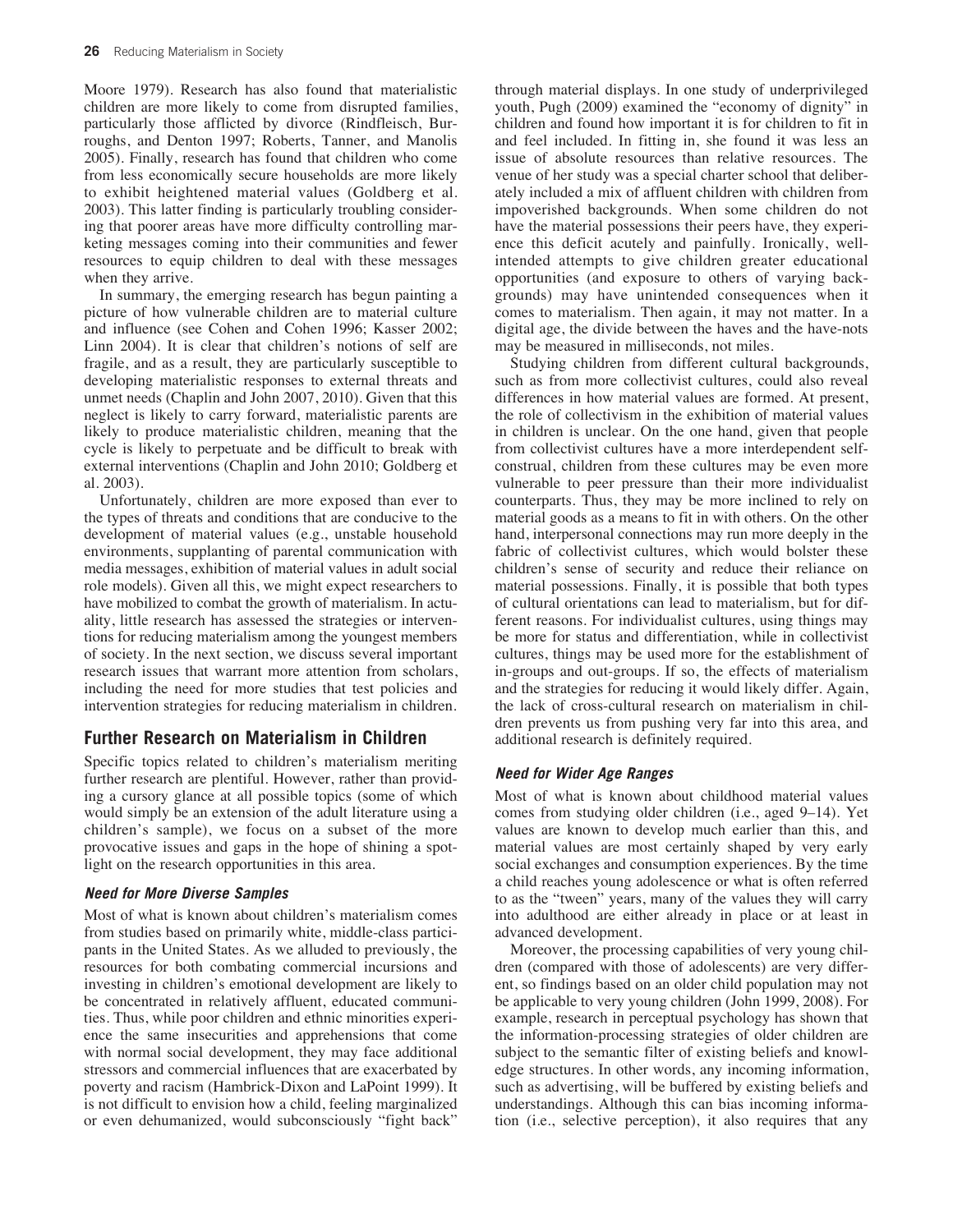Moore 1979). Research has also found that materialistic children are more likely to come from disrupted families, particularly those afflicted by divorce (Rindfleisch, Burroughs, and Denton 1997; Roberts, Tanner, and Manolis 2005). Finally, research has found that children who come from less economically secure households are more likely to exhibit heightened material values (Goldberg et al. 2003). This latter finding is particularly troubling considering that poorer areas have more difficulty controlling marketing messages coming into their communities and fewer resources to equip children to deal with these messages when they arrive.

In summary, the emerging research has begun painting a picture of how vulnerable children are to material culture and influence (see Cohen and Cohen 1996; Kasser 2002; Linn 2004). It is clear that children's notions of self are fragile, and as a result, they are particularly susceptible to developing materialistic responses to external threats and unmet needs (Chaplin and John 2007, 2010). Given that this neglect is likely to carry forward, materialistic parents are likely to produce materialistic children, meaning that the cycle is likely to perpetuate and be difficult to break with external interventions (Chaplin and John 2010; Goldberg et al. 2003).

Unfortunately, children are more exposed than ever to the types of threats and conditions that are conducive to the development of material values (e.g., unstable household environments, supplanting of parental communication with media messages, exhibition of material values in adult social role models). Given all this, we might expect researchers to have mobilized to combat the growth of materialism. In actuality, little research has assessed the strategies or interventions for reducing materialism among the youngest members of society. In the next section, we discuss several important research issues that warrant more attention from scholars, including the need for more studies that test policies and intervention strategies for reducing materialism in children.

## Further Research on Materialism in Children

Specific topics related to children's materialism meriting further research are plentiful. However, rather than providing a cursory glance at all possible topics (some of which would simply be an extension of the adult literature using a children's sample), we focus on a subset of the more provocative issues and gaps in the hope of shining a spotlight on the research opportunities in this area.

### *Need for More Diverse Samples*

Most of what is known about children's materialism comes from studies based on primarily white, middle-class participants in the United States. As we alluded to previously, the resources for both combating commercial incursions and investing in children's emotional development are likely to be concentrated in relatively affluent, educated communities. Thus, while poor children and ethnic minorities experience the same insecurities and apprehensions that come with normal social development, they may face additional stressors and commercial influences that are exacerbated by poverty and racism (Hambrick-Dixon and LaPoint 1999). It is not difficult to envision how a child, feeling marginalized or even dehumanized, would subconsciously "fight back" through material displays. In one study of underprivileged youth, Pugh (2009) examined the "economy of dignity" in children and found how important it is for children to fit in and feel included. In fitting in, she found it was less an issue of absolute resources than relative resources. The venue of her study was a special charter school that deliberately included a mix of affluent children with children from impoverished backgrounds. When some children do not have the material possessions their peers have, they experience this deficit acutely and painfully. Ironically, well-intended attempts to give children greater educational opportunities (and exposure to others of varying backgrounds) may have unintended consequences when it comes to materialism. Then again, it may not matter. In a digital age, the divide between the haves and the have-nots may be measured in milliseconds, not miles.

Studying children from different cultural backgrounds, such as from more collectivist cultures, could also reveal differences in how material values are formed. At present, the role of collectivism in the exhibition of material values in children is unclear. On the one hand, given that people from collectivist cultures have a more interdependent self-construal, children from these cultures may be even more vulnerable to peer pressure than their more individualist counterparts. Thus, they may be more inclined to rely on material goods as a means to fit in with others. On the other hand, interpersonal connections may run more deeply in the fabric of collectivist cultures, which would bolster these children's sense of security and reduce their reliance on material possessions. Finally, it is possible that both types of cultural orientations can lead to materialism, but for different reasons. For individualist cultures, using things may be more for status and differentiation, while in collectivist cultures, things may be used more for the establishment of in-groups and out-groups. If so, the effects of materialism and the strategies for reducing it would likely differ. Again, the lack of cross-cultural research on materialism in children prevents us from pushing very far into this area, and additional research is definitely required.

### *Need for Wider Age Ranges*

Most of what is known about childhood material values comes from studying older children (i.e., aged 9–14). Yet values are known to develop much earlier than this, and material values are most certainly shaped by very early social exchanges and consumption experiences. By the time a child reaches young adolescence or what is often referred to as the "tween" years, many of the values they will carry into adulthood are either already in place or at least in advanced development.

Moreover, the processing capabilities of very young children (compared with those of adolescents) are very different, so findings based on an older child population may not be applicable to very young children (John 1999, 2008). For example, research in perceptual psychology has shown that the information-processing strategies of older children are subject to the semantic filter of existing beliefs and knowledge structures. In other words, any incoming information, such as advertising, will be buffered by existing beliefs and understandings. Although this can bias incoming information (i.e., selective perception), it also requires that any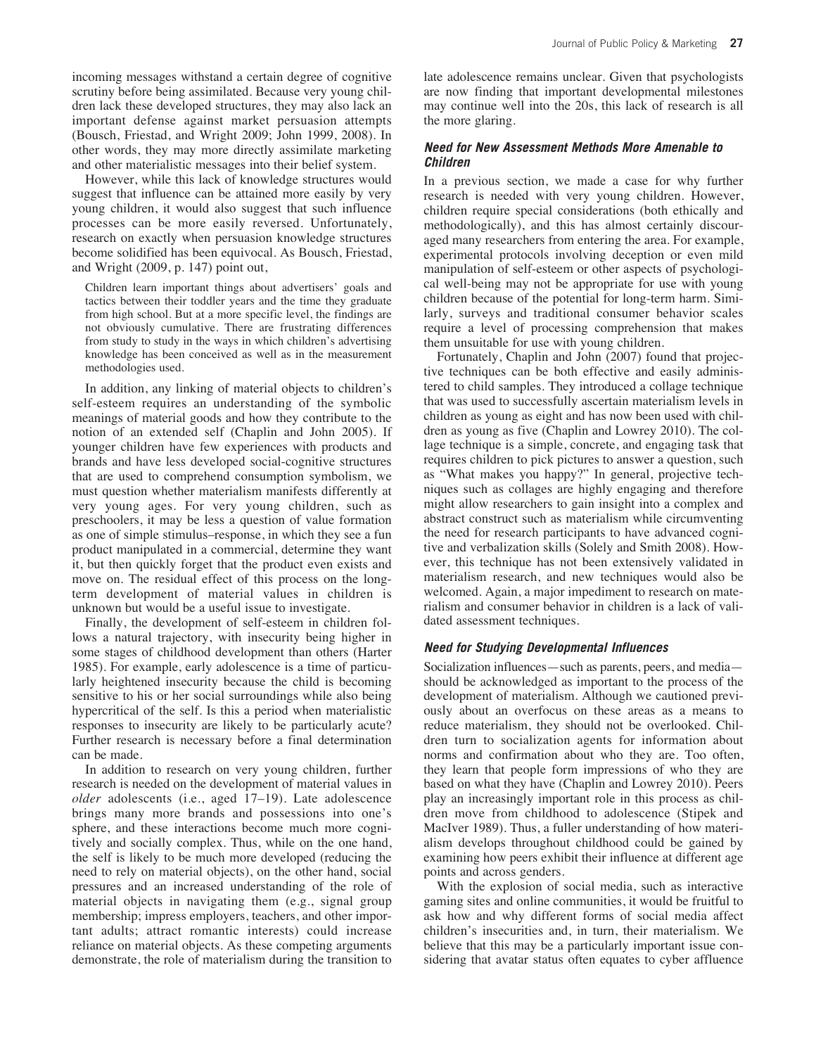incoming messages withstand a certain degree of cognitive scrutiny before being assimilated. Because very young children lack these developed structures, they may also lack an important defense against market persuasion attempts (Bousch, Friestad, and Wright 2009; John 1999, 2008). In other words, they may more directly assimilate marketing and other materialistic messages into their belief system.

However, while this lack of knowledge structures would suggest that influence can be attained more easily by very young children, it would also suggest that such influence processes can be more easily reversed. Unfortunately, research on exactly when persuasion knowledge structures become solidified has been equivocal. As Bousch, Friestad, and Wright (2009, p. 147) point out,

> Children learn important things about advertisers' goals and tactics between their toddler years and the time they graduate from high school. But at a more specific level, the findings are not obviously cumulative. There are frustrating differences from study to study in the ways in which children's advertising knowledge has been conceived as well as in the measurement methodologies used.

In addition, any linking of material objects to children's self-esteem requires an understanding of the symbolic meanings of material goods and how they contribute to the notion of an extended self (Chaplin and John 2005). If younger children have few experiences with products and brands and have less developed social-cognitive structures that are used to comprehend consumption symbolism, we must question whether materialism manifests differently at very young ages. For very young children, such as preschoolers, it may be less a question of value formation as one of simple stimulus–response, in which they see a fun product manipulated in a commercial, determine they want it, but then quickly forget that the product even exists and move on. The residual effect of this process on the long-term development of material values in children is unknown but would be a useful issue to investigate.

Finally, the development of self-esteem in children follows a natural trajectory, with insecurity being higher in some stages of childhood development than others (Harter 1985). For example, early adolescence is a time of particularly heightened insecurity because the child is becoming sensitive to his or her social surroundings while also being hypercritical of the self. Is this a period when materialistic responses to insecurity are likely to be particularly acute? Further research is necessary before a final determination can be made.

In addition to research on very young children, further research is needed on the development of material values in *older* adolescents (i.e., aged 17–19). Late adolescence brings many more brands and possessions into one's sphere, and these interactions become much more cognitively and socially complex. Thus, while on the one hand, the self is likely to be much more developed (reducing the need to rely on material objects), on the other hand, social pressures and an increased understanding of the role of material objects in navigating them (e.g., signal group membership; impress employers, teachers, and other important adults; attract romantic interests) could increase reliance on material objects. As these competing arguments demonstrate, the role of materialism during the transition to late adolescence remains unclear. Given that psychologists are now finding that important developmental milestones may continue well into the 20s, this lack of research is all the more glaring.

### Need for New Assessment Methods More Amenable to Children

In a previous section, we made a case for why further research is needed with very young children. However, children require special considerations (both ethically and methodologically), and this has almost certainly discouraged many researchers from entering the area. For example, experimental protocols involving deception or even mild manipulation of self-esteem or other aspects of psychological well-being may not be appropriate for use with young children because of the potential for long-term harm. Similarly, surveys and traditional consumer behavior scales require a level of processing comprehension that makes them unsuitable for use with young children.

Fortunately, Chaplin and John (2007) found that projective techniques can be both effective and easily administered to child samples. They introduced a collage technique that was used to successfully ascertain materialism levels in children as young as eight and has now been used with children as young as five (Chaplin and Lowrey 2010). The collage technique is a simple, concrete, and engaging task that requires children to pick pictures to answer a question, such as "What makes you happy?" In general, projective techniques such as collages are highly engaging and therefore might allow researchers to gain insight into a complex and abstract construct such as materialism while circumventing the need for research participants to have advanced cognitive and verbalization skills (Solely and Smith 2008). However, this technique has not been extensively validated in materialism research, and new techniques would also be welcomed. Again, a major impediment to research on materialism and consumer behavior in children is a lack of validated assessment techniques.

### Need for Studying Developmental Influences

Socialization influences—such as parents, peers, and media—should be acknowledged as important to the process of the development of materialism. Although we cautioned previously about an overfocus on these areas as a means to reduce materialism, they should not be overlooked. Children turn to socialization agents for information about norms and confirmation about who they are. Too often, they learn that people form impressions of who they are based on what they have (Chaplin and Lowrey 2010). Peers play an increasingly important role in this process as children move from childhood to adolescence (Stipek and MacIver 1989). Thus, a fuller understanding of how materialism develops throughout childhood could be gained by examining how peers exhibit their influence at different age points and across genders.

With the explosion of social media, such as interactive gaming sites and online communities, it would be fruitful to ask how and why different forms of social media affect children's insecurities and, in turn, their materialism. We believe that this may be a particularly important issue considering that avatar status often equates to cyber affluence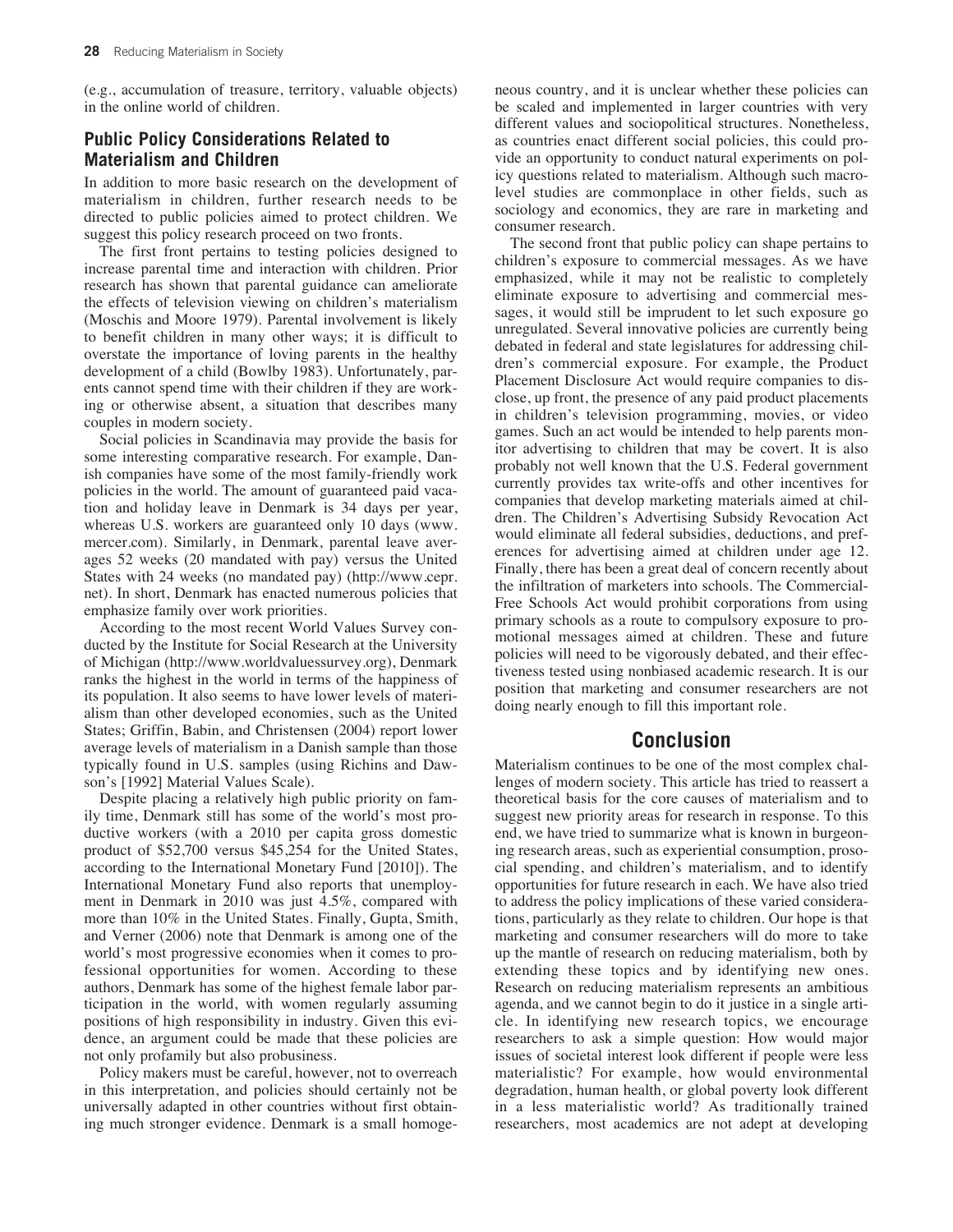(e.g., accumulation of treasure, territory, valuable objects) in the online world of children.

### Public Policy Considerations Related to Materialism and Children

In addition to more basic research on the development of materialism in children, further research needs to be directed to public policies aimed to protect children. We suggest this policy research proceed on two fronts.

The first front pertains to testing policies designed to increase parental time and interaction with children. Prior research has shown that parental guidance can ameliorate the effects of television viewing on children's materialism (Moschis and Moore 1979). Parental involvement is likely to benefit children in many other ways; it is difficult to overstate the importance of loving parents in the healthy development of a child (Bowlby 1983). Unfortunately, parents cannot spend time with their children if they are working or otherwise absent, a situation that describes many couples in modern society.

Social policies in Scandinavia may provide the basis for some interesting comparative research. For example, Danish companies have some of the most family-friendly work policies in the world. The amount of guaranteed paid vacation and holiday leave in Denmark is 34 days per year, whereas U.S. workers are guaranteed only 10 days (www.mercer.com). Similarly, in Denmark, parental leave averages 52 weeks (20 mandated with pay) versus the United States with 24 weeks (no mandated pay) (http://www.cepr.net). In short, Denmark has enacted numerous policies that emphasize family over work priorities.

According to the most recent World Values Survey conducted by the Institute for Social Research at the University of Michigan (http://www.worldvaluessurvey.org), Denmark ranks the highest in the world in terms of the happiness of its population. It also seems to have lower levels of materialism than other developed economies, such as the United States; Griffin, Babin, and Christensen (2004) report lower average levels of materialism in a Danish sample than those typically found in U.S. samples (using Richins and Dawson's [1992] Material Values Scale).

Despite placing a relatively high public priority on family time, Denmark still has some of the world's most productive workers (with a 2010 per capita gross domestic product of $52,700 versus $45,254 for the United States, according to the International Monetary Fund [2010]). The International Monetary Fund also reports that unemployment in Denmark in 2010 was just 4.5%, compared with more than 10% in the United States. Finally, Gupta, Smith, and Verner (2006) note that Denmark is among one of the world's most progressive economies when it comes to professional opportunities for women. According to these authors, Denmark has some of the highest female labor participation in the world, with women regularly assuming positions of high responsibility in industry. Given this evidence, an argument could be made that these policies are not only profamily but also probusiness.

Policy makers must be careful, however, not to overreach in this interpretation, and policies should certainly not be universally adapted in other countries without first obtaining much stronger evidence. Denmark is a small homogeneous country, and it is unclear whether these policies can be scaled and implemented in larger countries with very different values and sociopolitical structures. Nonetheless, as countries enact different social policies, this could provide an opportunity to conduct natural experiments on policy questions related to materialism. Although such macrolevel studies are commonplace in other fields, such as sociology and economics, they are rare in marketing and consumer research.

The second front that public policy can shape pertains to children's exposure to commercial messages. As we have emphasized, while it may not be realistic to completely eliminate exposure to advertising and commercial messages, it would still be imprudent to let such exposure go unregulated. Several innovative policies are currently being debated in federal and state legislatures for addressing children's commercial exposure. For example, the Product Placement Disclosure Act would require companies to disclose, up front, the presence of any paid product placements in children's television programming, movies, or video games. Such an act would be intended to help parents monitor advertising to children that may be covert. It is also probably not well known that the U.S. Federal government currently provides tax write-offs and other incentives for companies that develop marketing materials aimed at children. The Children's Advertising Subsidy Revocation Act would eliminate all federal subsidies, deductions, and preferences for advertising aimed at children under age 12. Finally, there has been a great deal of concern recently about the infiltration of marketers into schools. The Commercial-Free Schools Act would prohibit corporations from using primary schools as a route to compulsory exposure to promotional messages aimed at children. These and future policies will need to be vigorously debated, and their effectiveness tested using nonbiased academic research. It is our position that marketing and consumer researchers are not doing nearly enough to fill this important role.

## Conclusion

Materialism continues to be one of the most complex challenges of modern society. This article has tried to reassert a theoretical basis for the core causes of materialism and to suggest new priority areas for research in response. To this end, we have tried to summarize what is known in burgeoning research areas, such as experiential consumption, prosocial spending, and children's materialism, and to identify opportunities for future research in each. We have also tried to address the policy implications of these varied considerations, particularly as they relate to children. Our hope is that marketing and consumer researchers will do more to take up the mantle of research on reducing materialism, both by extending these topics and by identifying new ones. Research on reducing materialism represents an ambitious agenda, and we cannot begin to do it justice in a single article. In identifying new research topics, we encourage researchers to ask a simple question: How would major issues of societal interest look different if people were less materialistic? For example, how would environmental degradation, human health, or global poverty look different in a less materialistic world? As traditionally trained researchers, most academics are not adept at developing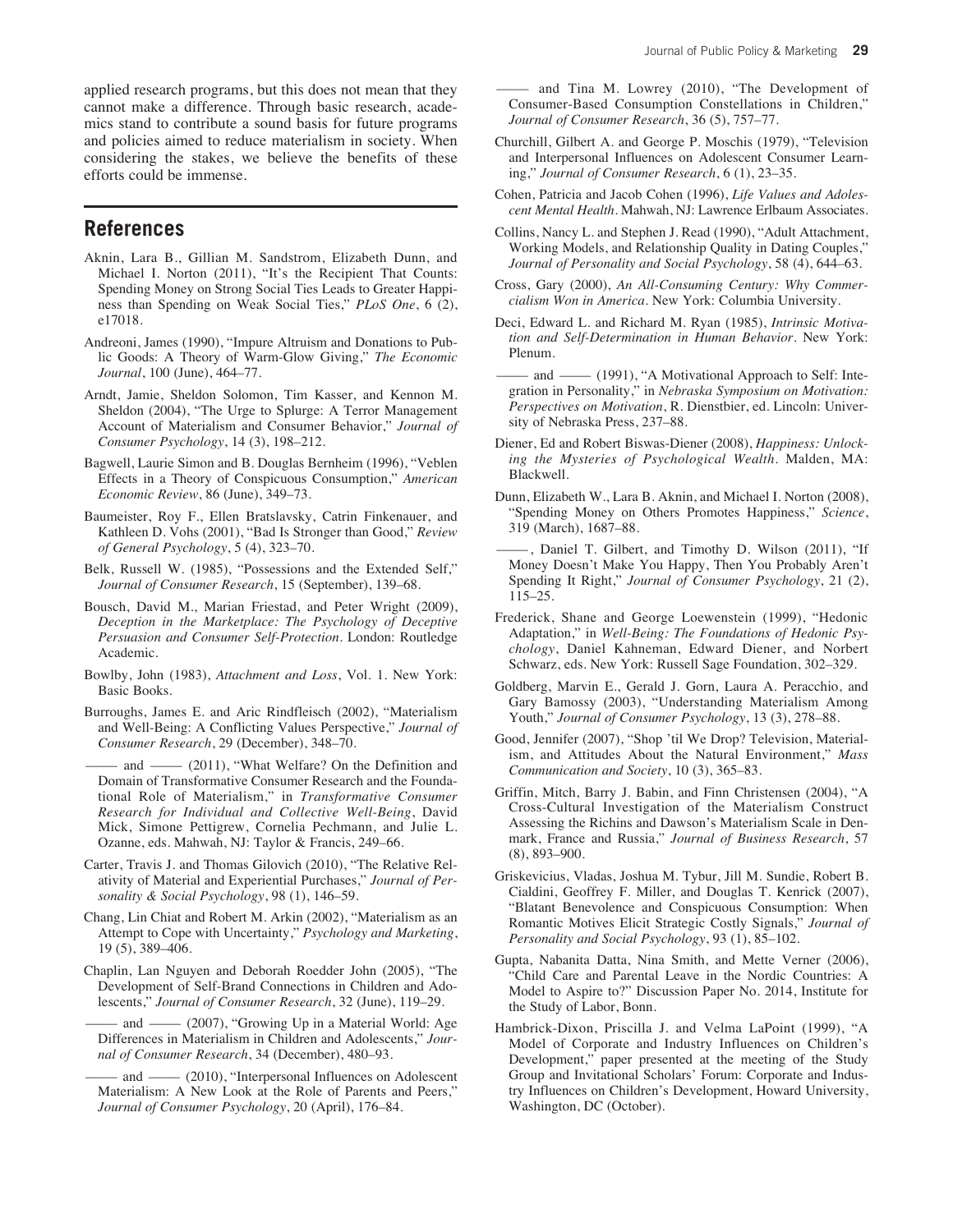applied research programs, but this does not mean that they cannot make a difference. Through basic research, academics stand to contribute a sound basis for future programs and policies aimed to reduce materialism in society. When considering the stakes, we believe the benefits of these efforts could be immense.

## References

Aknin, Lara B., Gillian M. Sandstrom, Elizabeth Dunn, and Michael I. Norton (2011), "It's the Recipient That Counts: Spending Money on Strong Social Ties Leads to Greater Happiness than Spending on Weak Social Ties," *PLoS One*, 6 (2), e17018.

Andreoni, James (1990), "Impure Altruism and Donations to Public Goods: A Theory of Warm-Glow Giving," *The Economic Journal*, 100 (June), 464–77.

Arndt, Jamie, Sheldon Solomon, Tim Kasser, and Kennon M. Sheldon (2004), "The Urge to Splurge: A Terror Management Account of Materialism and Consumer Behavior," *Journal of Consumer Psychology*, 14 (3), 198–212.

Bagwell, Laurie Simon and B. Douglas Bernheim (1996), "Veblen Effects in a Theory of Conspicuous Consumption," *American Economic Review*, 86 (June), 349–73.

Baumeister, Roy F., Ellen Bratslavsky, Catrin Finkenauer, and Kathleen D. Vohs (2001), "Bad Is Stronger than Good," *Review of General Psychology*, 5 (4), 323–70.

Belk, Russell W. (1985), "Possessions and the Extended Self," *Journal of Consumer Research*, 15 (September), 139–68.

Bousch, David M., Marian Friestad, and Peter Wright (2009), *Deception in the Marketplace: The Psychology of Deceptive Persuasion and Consumer Self-Protection*. London: Routledge Academic.

Bowlby, John (1983), *Attachment and Loss*, Vol. 1. New York: Basic Books.

Burroughs, James E. and Aric Rindfleisch (2002), "Materialism and Well-Being: A Conflicting Values Perspective," *Journal of Consumer Research*, 29 (December), 348–70.

——— and ——— (2011), "What Welfare? On the Definition and Domain of Transformative Consumer Research and the Foundational Role of Materialism," in *Transformative Consumer Research for Individual and Collective Well-Being*, David Mick, Simone Pettigrew, Cornelia Pechmann, and Julie L. Ozanne, eds. Mahwah, NJ: Taylor & Francis, 249–66.

Carter, Travis J. and Thomas Gilovich (2010), "The Relative Relativity of Material and Experiential Purchases," *Journal of Personality & Social Psychology*, 98 (1), 146–59.

Chang, Lin Chiat and Robert M. Arkin (2002), "Materialism as an Attempt to Cope with Uncertainty," *Psychology and Marketing*, 19 (5), 389–406.

Chaplin, Lan Nguyen and Deborah Roedder John (2005), "The Development of Self-Brand Connections in Children and Adolescents," *Journal of Consumer Research*, 32 (June), 119–29.

——— and ——— (2007), "Growing Up in a Material World: Age Differences in Materialism in Children and Adolescents," *Journal of Consumer Research*, 34 (December), 480–93.

——— and ——— (2010), "Interpersonal Influences on Adolescent Materialism: A New Look at the Role of Parents and Peers," *Journal of Consumer Psychology*, 20 (April), 176–84.

——— and Tina M. Lowrey (2010), "The Development of Consumer-Based Consumption Constellations in Children," *Journal of Consumer Research*, 36 (5), 757–77.

Churchill, Gilbert A. and George P. Moschis (1979), "Television and Interpersonal Influences on Adolescent Consumer Learning," *Journal of Consumer Research*, 6 (1), 23–35.

Cohen, Patricia and Jacob Cohen (1996), *Life Values and Adolescent Mental Health*. Mahwah, NJ: Lawrence Erlbaum Associates.

Collins, Nancy L. and Stephen J. Read (1990), "Adult Attachment, Working Models, and Relationship Quality in Dating Couples," *Journal of Personality and Social Psychology*, 58 (4), 644–63.

Cross, Gary (2000), *An All-Consuming Century: Why Commercialism Won in America*. New York: Columbia University.

Deci, Edward L. and Richard M. Ryan (1985), *Intrinsic Motivation and Self-Determination in Human Behavior*. New York: Plenum.

——— and ——— (1991), "A Motivational Approach to Self: Integration in Personality," in *Nebraska Symposium on Motivation: Perspectives on Motivation*, R. Dienstbier, ed. Lincoln: University of Nebraska Press, 237–88.

Diener, Ed and Robert Biswas-Diener (2008), *Happiness: Unlocking the Mysteries of Psychological Wealth*. Malden, MA: Blackwell.

Dunn, Elizabeth W., Lara B. Aknin, and Michael I. Norton (2008), "Spending Money on Others Promotes Happiness," *Science*, 319 (March), 1687–88.

———, Daniel T. Gilbert, and Timothy D. Wilson (2011), "If Money Doesn't Make You Happy, Then You Probably Aren't Spending It Right," *Journal of Consumer Psychology*, 21 (2), 115–25.

Frederick, Shane and George Loewenstein (1999), "Hedonic Adaptation," in *Well-Being: The Foundations of Hedonic Psychology*, Daniel Kahneman, Edward Diener, and Norbert Schwarz, eds. New York: Russell Sage Foundation, 302–329.

Goldberg, Marvin E., Gerald J. Gorn, Laura A. Peracchio, and Gary Bamossy (2003), "Understanding Materialism Among Youth," *Journal of Consumer Psychology*, 13 (3), 278–88.

Good, Jennifer (2007), "Shop 'til We Drop? Television, Materialism, and Attitudes About the Natural Environment," *Mass Communication and Society*, 10 (3), 365–83.

Griffin, Mitch, Barry J. Babin, and Finn Christensen (2004), "A Cross-Cultural Investigation of the Materialism Construct Assessing the Richins and Dawson's Materialism Scale in Denmark, France and Russia," *Journal of Business Research*, 57 (8), 893–900.

Griskevicius, Vladas, Joshua M. Tybur, Jill M. Sundie, Robert B. Cialdini, Geoffrey F. Miller, and Douglas T. Kenrick (2007), "Blatant Benevolence and Conspicuous Consumption: When Romantic Motives Elicit Strategic Costly Signals," *Journal of Personality and Social Psychology*, 93 (1), 85–102.

Gupta, Nabanita Datta, Nina Smith, and Mette Verner (2006), "Child Care and Parental Leave in the Nordic Countries: A Model to Aspire to?" Discussion Paper No. 2014, Institute for the Study of Labor, Bonn.

Hambrick-Dixon, Priscilla J. and Velma LaPoint (1999), "A Model of Corporate and Industry Influences on Children's Development," paper presented at the meeting of the Study Group and Invitational Scholars' Forum: Corporate and Industry Influences on Children's Development, Howard University, Washington, DC (October).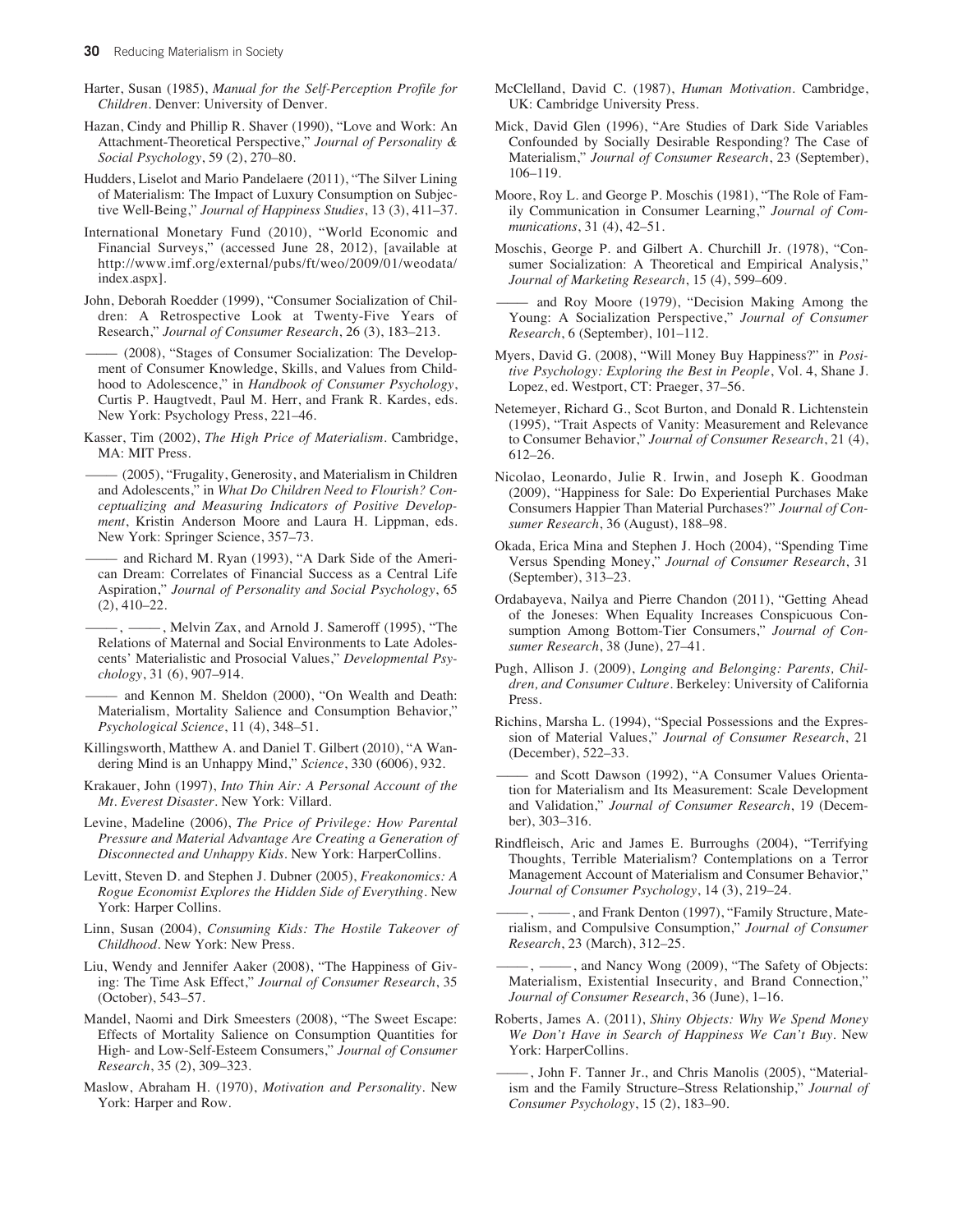Harter, Susan (1985), *Manual for the Self-Perception Profile for Children*. Denver: University of Denver.

Hazan, Cindy and Phillip R. Shaver (1990), "Love and Work: An Attachment-Theoretical Perspective," *Journal of Personality & Social Psychology*, 59 (2), 270–80.

Hudders, Liselot and Mario Pandelaere (2011), "The Silver Lining of Materialism: The Impact of Luxury Consumption on Subjective Well-Being," *Journal of Happiness Studies*, 13 (3), 411–37.

International Monetary Fund (2010), "World Economic and Financial Surveys," (accessed June 28, 2012), [available at http://www.imf.org/external/pubs/ft/weo/2009/01/weodata/index.aspx].

John, Deborah Roedder (1999), "Consumer Socialization of Children: A Retrospective Look at Twenty-Five Years of Research," *Journal of Consumer Research*, 26 (3), 183–213.

——— (2008), "Stages of Consumer Socialization: The Development of Consumer Knowledge, Skills, and Values from Childhood to Adolescence," in *Handbook of Consumer Psychology*, Curtis P. Haugtvedt, Paul M. Herr, and Frank R. Kardes, eds. New York: Psychology Press, 221–46.

Kasser, Tim (2002), *The High Price of Materialism*. Cambridge, MA: MIT Press.

——— (2005), "Frugality, Generosity, and Materialism in Children and Adolescents," in *What Do Children Need to Flourish? Conceptualizing and Measuring Indicators of Positive Development*, Kristin Anderson Moore and Laura H. Lippman, eds. New York: Springer Science, 357–73.

——— and Richard M. Ryan (1993), "A Dark Side of the American Dream: Correlates of Financial Success as a Central Life Aspiration," *Journal of Personality and Social Psychology*, 65 (2), 410–22.

———, ———, Melvin Zax, and Arnold J. Sameroff (1995), "The Relations of Maternal and Social Environments to Late Adolescents' Materialistic and Prosocial Values," *Developmental Psychology*, 31 (6), 907–914.

——— and Kennon M. Sheldon (2000), "On Wealth and Death: Materialism, Mortality Salience and Consumption Behavior," *Psychological Science*, 11 (4), 348–51.

Killingsworth, Matthew A. and Daniel T. Gilbert (2010), "A Wandering Mind is an Unhappy Mind," *Science*, 330 (6006), 932.

Krakauer, John (1997), *Into Thin Air: A Personal Account of the Mt. Everest Disaster*. New York: Villard.

Levine, Madeline (2006), *The Price of Privilege: How Parental Pressure and Material Advantage Are Creating a Generation of Disconnected and Unhappy Kids*. New York: HarperCollins.

Levitt, Steven D. and Stephen J. Dubner (2005), *Freakonomics: A Rogue Economist Explores the Hidden Side of Everything*. New York: Harper Collins.

Linn, Susan (2004), *Consuming Kids: The Hostile Takeover of Childhood*. New York: New Press.

Liu, Wendy and Jennifer Aaker (2008), "The Happiness of Giving: The Time Ask Effect," *Journal of Consumer Research*, 35 (October), 543–57.

Mandel, Naomi and Dirk Smeesters (2008), "The Sweet Escape: Effects of Mortality Salience on Consumption Quantities for High- and Low-Self-Esteem Consumers," *Journal of Consumer Research*, 35 (2), 309–323.

Maslow, Abraham H. (1970), *Motivation and Personality*. New York: Harper and Row.

McClelland, David C. (1987), *Human Motivation*. Cambridge, UK: Cambridge University Press.

Mick, David Glen (1996), "Are Studies of Dark Side Variables Confounded by Socially Desirable Responding? The Case of Materialism," *Journal of Consumer Research*, 23 (September), 106–119.

Moore, Roy L. and George P. Moschis (1981), "The Role of Family Communication in Consumer Learning," *Journal of Communications*, 31 (4), 42–51.

Moschis, George P. and Gilbert A. Churchill Jr. (1978), "Consumer Socialization: A Theoretical and Empirical Analysis," *Journal of Marketing Research*, 15 (4), 599–609.

——— and Roy Moore (1979), "Decision Making Among the Young: A Socialization Perspective," *Journal of Consumer Research*, 6 (September), 101–112.

Myers, David G. (2008), "Will Money Buy Happiness?" in *Positive Psychology: Exploring the Best in People*, Vol. 4, Shane J. Lopez, ed. Westport, CT: Praeger, 37–56.

Netemeyer, Richard G., Scot Burton, and Donald R. Lichtenstein (1995), "Trait Aspects of Vanity: Measurement and Relevance to Consumer Behavior," *Journal of Consumer Research*, 21 (4), 612–26.

Nicolao, Leonardo, Julie R. Irwin, and Joseph K. Goodman (2009), "Happiness for Sale: Do Experiential Purchases Make Consumers Happier Than Material Purchases?" *Journal of Consumer Research*, 36 (August), 188–98.

Okada, Erica Mina and Stephen J. Hoch (2004), "Spending Time Versus Spending Money," *Journal of Consumer Research*, 31 (September), 313–23.

Ordabayeva, Nailya and Pierre Chandon (2011), "Getting Ahead of the Joneses: When Equality Increases Conspicuous Consumption Among Bottom-Tier Consumers," *Journal of Consumer Research*, 38 (June), 27–41.

Pugh, Allison J. (2009), *Longing and Belonging: Parents, Children, and Consumer Culture*. Berkeley: University of California Press.

Richins, Marsha L. (1994), "Special Possessions and the Expression of Material Values," *Journal of Consumer Research*, 21 (December), 522–33.

——— and Scott Dawson (1992), "A Consumer Values Orientation for Materialism and Its Measurement: Scale Development and Validation," *Journal of Consumer Research*, 19 (December), 303–316.

Rindfleisch, Aric and James E. Burroughs (2004), "Terrifying Thoughts, Terrible Materialism? Contemplations on a Terror Management Account of Materialism and Consumer Behavior," *Journal of Consumer Psychology*, 14 (3), 219–24.

———, ———, and Frank Denton (1997), "Family Structure, Materialism, and Compulsive Consumption," *Journal of Consumer Research*, 23 (March), 312–25.

———, ———, and Nancy Wong (2009), "The Safety of Objects: Materialism, Existential Insecurity, and Brand Connection," *Journal of Consumer Research*, 36 (June), 1–16.

Roberts, James A. (2011), *Shiny Objects: Why We Spend Money We Don't Have in Search of Happiness We Can't Buy*. New York: HarperCollins.

———, John F. Tanner Jr., and Chris Manolis (2005), "Materialism and the Family Structure–Stress Relationship," *Journal of Consumer Psychology*, 15 (2), 183–90.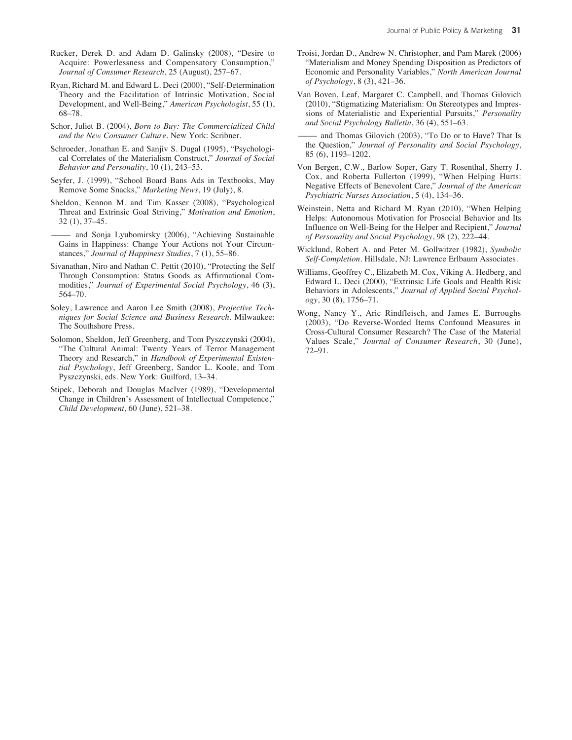Rucker, Derek D. and Adam D. Galinsky (2008), "Desire to Acquire: Powerlessness and Compensatory Consumption," *Journal of Consumer Research*, 25 (August), 257–67.

Ryan, Richard M. and Edward L. Deci (2000), "Self-Determination Theory and the Facilitation of Intrinsic Motivation, Social Development, and Well-Being," *American Psychologist*, 55 (1), 68–78.

Schor, Juliet B. (2004), *Born to Buy: The Commercialized Child and the New Consumer Culture*. New York: Scribner.

Schroeder, Jonathan E. and Sanjiv S. Dugal (1995), "Psychological Correlates of the Materialism Construct," *Journal of Social Behavior and Personality*, 10 (1), 243–53.

Seyfer, J. (1999), "School Board Bans Ads in Textbooks, May Remove Some Snacks," *Marketing News*, 19 (July), 8.

Sheldon, Kennon M. and Tim Kasser (2008), "Psychological Threat and Extrinsic Goal Striving," *Motivation and Emotion*, 32 (1), 37–45.

——— and Sonja Lyubomirsky (2006), "Achieving Sustainable Gains in Happiness: Change Your Actions not Your Circumstances," *Journal of Happiness Studies*, 7 (1), 55–86.

Sivanathan, Niro and Nathan C. Pettit (2010), "Protecting the Self Through Consumption: Status Goods as Affirmational Commodities," *Journal of Experimental Social Psychology*, 46 (3), 564–70.

Soley, Lawrence and Aaron Lee Smith (2008), *Projective Techniques for Social Science and Business Research*. Milwaukee: The Southshore Press.

Solomon, Sheldon, Jeff Greenberg, and Tom Pyszczynski (2004), "The Cultural Animal: Twenty Years of Terror Management Theory and Research," in *Handbook of Experimental Existential Psychology*, Jeff Greenberg, Sandor L. Koole, and Tom Pyszczynski, eds. New York: Guilford, 13–34.

Stipek, Deborah and Douglas MacIver (1989), "Developmental Change in Children's Assessment of Intellectual Competence," *Child Development,* 60 (June), 521–38.

Troisi, Jordan D., Andrew N. Christopher, and Pam Marek (2006) "Materialism and Money Spending Disposition as Predictors of Economic and Personality Variables," *North American Journal of Psychology*, 8 (3), 421–36.

Van Boven, Leaf, Margaret C. Campbell, and Thomas Gilovich (2010), "Stigmatizing Materialism: On Stereotypes and Impressions of Materialistic and Experiential Pursuits," *Personality and Social Psychology Bulletin*, 36 (4), 551–63.

——— and Thomas Gilovich (2003), "To Do or to Have? That Is the Question," *Journal of Personality and Social Psychology*, 85 (6), 1193–1202.

Von Bergen, C.W., Barlow Soper, Gary T. Rosenthal, Sherry J. Cox, and Roberta Fullerton (1999), "When Helping Hurts: Negative Effects of Benevolent Care," *Journal of the American Psychiatric Nurses Association*, 5 (4), 134–36.

Weinstein, Netta and Richard M. Ryan (2010), "When Helping Helps: Autonomous Motivation for Prosocial Behavior and Its Influence on Well-Being for the Helper and Recipient," *Journal of Personality and Social Psychology*, 98 (2), 222–44.

Wicklund, Robert A. and Peter M. Gollwitzer (1982), *Symbolic Self-Completion*. Hillsdale, NJ: Lawrence Erlbaum Associates.

Williams, Geoffrey C., Elizabeth M. Cox, Viking A. Hedberg, and Edward L. Deci (2000), "Extrinsic Life Goals and Health Risk Behaviors in Adolescents," *Journal of Applied Social Psychology*, 30 (8), 1756–71.

Wong, Nancy Y., Aric Rindfleisch, and James E. Burroughs (2003), "Do Reverse-Worded Items Confound Measures in Cross-Cultural Consumer Research? The Case of the Material Values Scale," *Journal of Consumer Research*, 30 (June), 72–91.